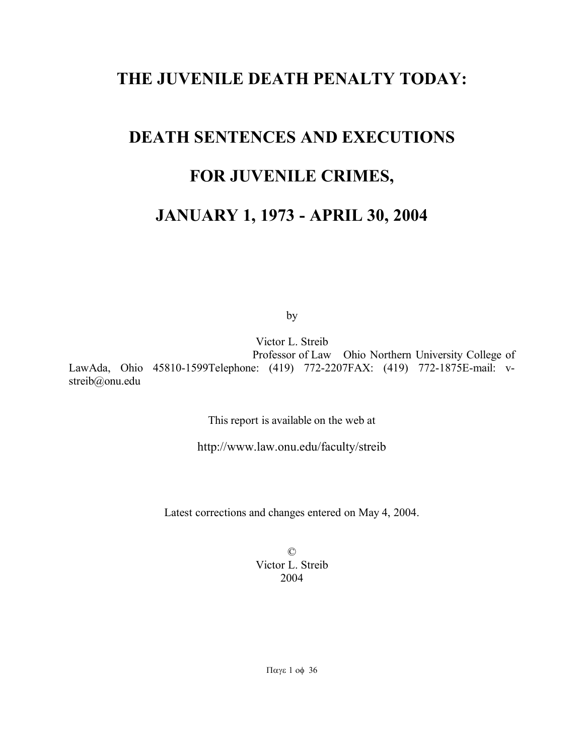# THE JUVENILE DEATH PENALTY TODAY:

# DEATH SENTENCES AND EXECUTIONS

# FOR JUVENILE CRIMES,

# JANUARY 1, 1973 - APRIL 30, 2004

by

Victor L. Streib
Professor of Law Ohio Northern University College of LawAda, Ohio 45810-1599Telephone: (419) 772-2207FAX: (419) 772-1875E-mail: v-streib@onu.edu

This report is available on the web at

http://www.law.onu.edu/faculty/streib

Latest corrections and changes entered on May 4, 2004.

©
Victor L. Streib
2004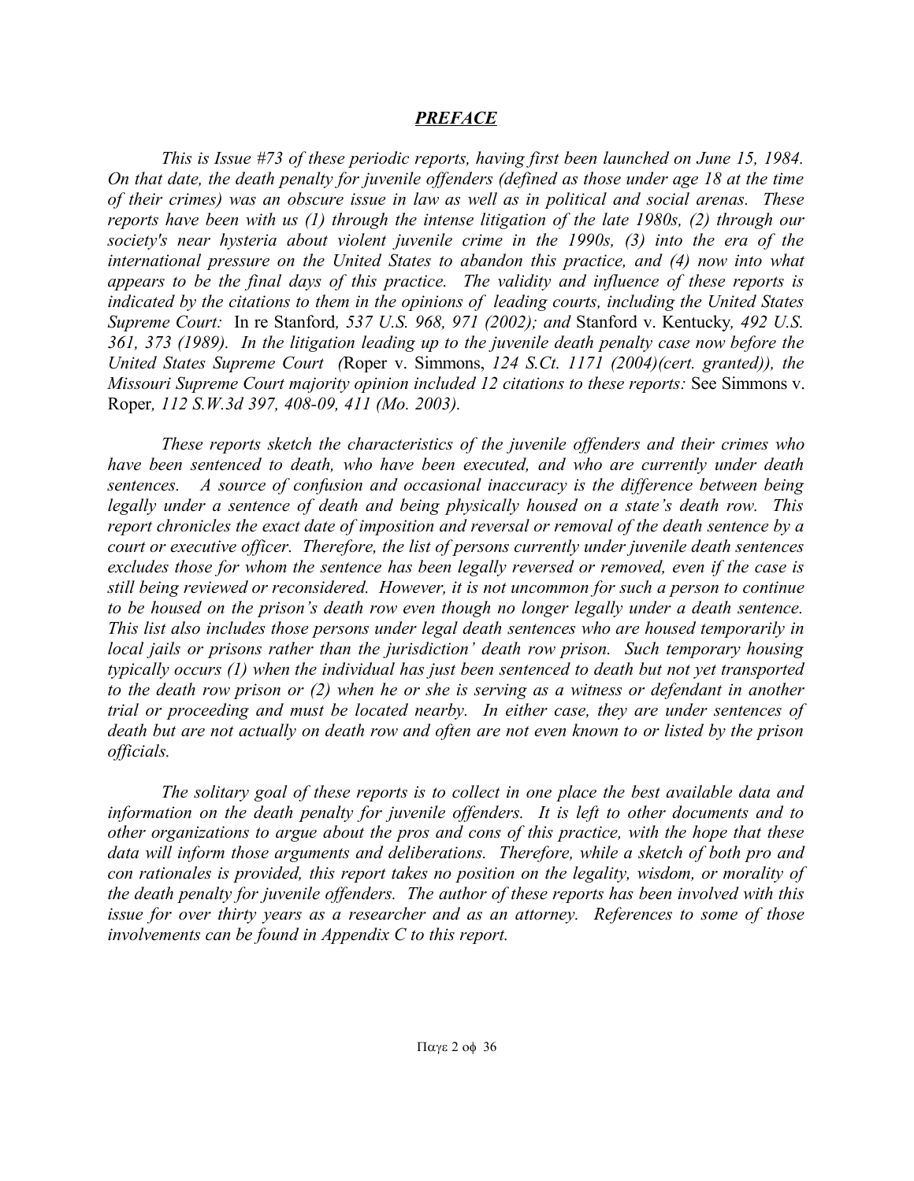## ***PREFACE***

*This is Issue #73 of these periodic reports, having first been launched on June 15, 1984. On that date, the death penalty for juvenile offenders (defined as those under age 18 at the time of their crimes) was an obscure issue in law as well as in political and social arenas. These reports have been with us (1) through the intense litigation of the late 1980s, (2) through our society's near hysteria about violent juvenile crime in the 1990s, (3) into the era of the international pressure on the United States to abandon this practice, and (4) now into what appears to be the final days of this practice. The validity and influence of these reports is indicated by the citations to them in the opinions of leading courts, including the United States Supreme Court:* In re Stanford*, 537 U.S. 968, 971 (2002); and* Stanford v. Kentucky*, 492 U.S. 361, 373 (1989). In the litigation leading up to the juvenile death penalty case now before the United States Supreme Court (*Roper v. Simmons*, 124 S.Ct. 1171 (2004)(cert. granted)), the Missouri Supreme Court majority opinion included 12 citations to these reports:* See Simmons v. Roper*, 112 S.W.3d 397, 408-09, 411 (Mo. 2003).*

*These reports sketch the characteristics of the juvenile offenders and their crimes who have been sentenced to death, who have been executed, and who are currently under death sentences. A source of confusion and occasional inaccuracy is the difference between being legally under a sentence of death and being physically housed on a state's death row. This report chronicles the exact date of imposition and reversal or removal of the death sentence by a court or executive officer. Therefore, the list of persons currently under juvenile death sentences excludes those for whom the sentence has been legally reversed or removed, even if the case is still being reviewed or reconsidered. However, it is not uncommon for such a person to continue to be housed on the prison's death row even though no longer legally under a death sentence. This list also includes those persons under legal death sentences who are housed temporarily in local jails or prisons rather than the jurisdiction' death row prison. Such temporary housing typically occurs (1) when the individual has just been sentenced to death but not yet transported to the death row prison or (2) when he or she is serving as a witness or defendant in another trial or proceeding and must be located nearby. In either case, they are under sentences of death but are not actually on death row and often are not even known to or listed by the prison officials.*

*The solitary goal of these reports is to collect in one place the best available data and information on the death penalty for juvenile offenders. It is left to other documents and to other organizations to argue about the pros and cons of this practice, with the hope that these data will inform those arguments and deliberations. Therefore, while a sketch of both pro and con rationales is provided, this report takes no position on the legality, wisdom, or morality of the death penalty for juvenile offenders. The author of these reports has been involved with this issue for over thirty years as a researcher and as an attorney. References to some of those involvements can be found in Appendix C to this report.*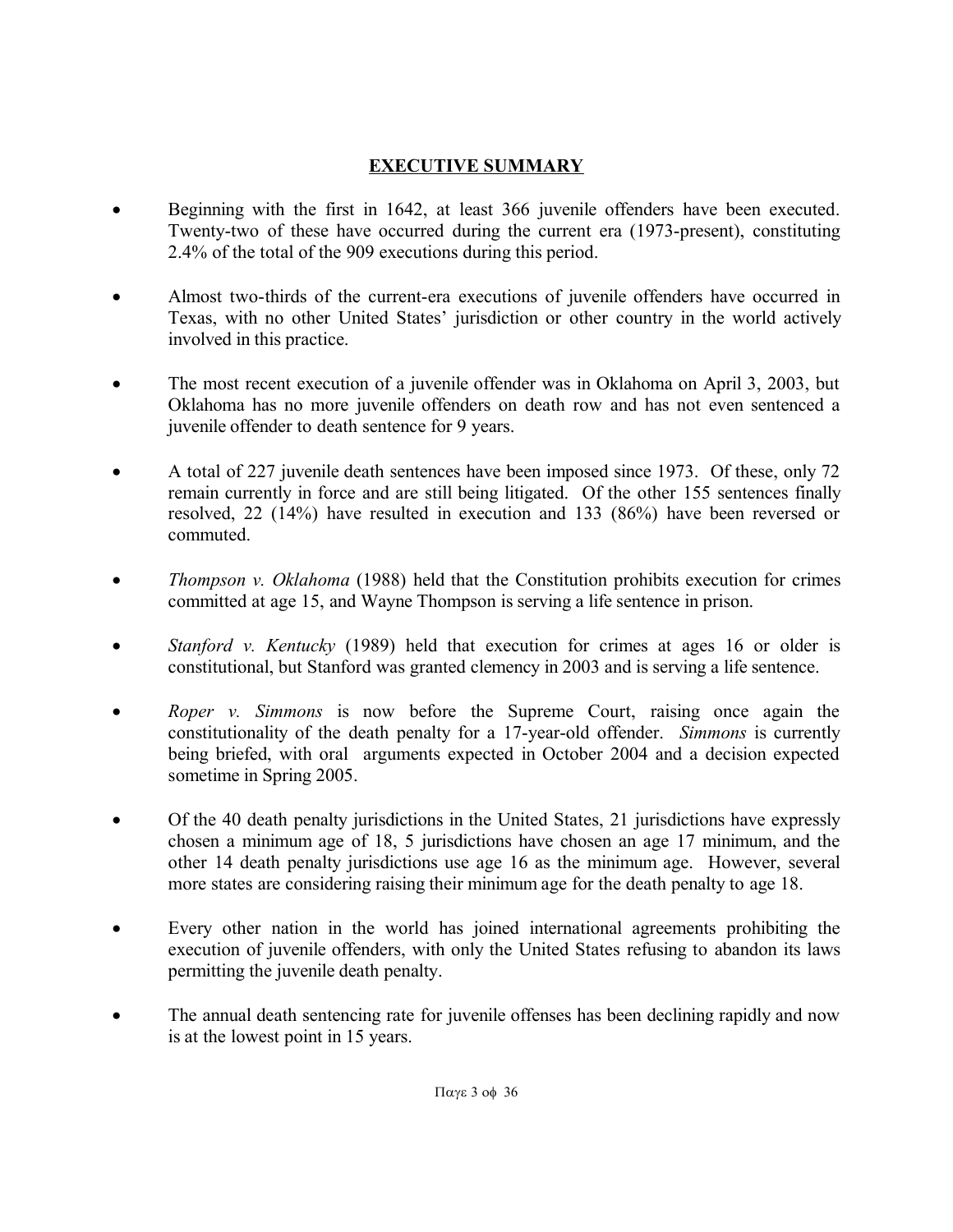## EXECUTIVE SUMMARY

- Beginning with the first in 1642, at least 366 juvenile offenders have been executed. Twenty-two of these have occurred during the current era (1973-present), constituting 2.4% of the total of the 909 executions during this period.

- Almost two-thirds of the current-era executions of juvenile offenders have occurred in Texas, with no other United States' jurisdiction or other country in the world actively involved in this practice.

- The most recent execution of a juvenile offender was in Oklahoma on April 3, 2003, but Oklahoma has no more juvenile offenders on death row and has not even sentenced a juvenile offender to death sentence for 9 years.

- A total of 227 juvenile death sentences have been imposed since 1973. Of these, only 72 remain currently in force and are still being litigated. Of the other 155 sentences finally resolved, 22 (14%) have resulted in execution and 133 (86%) have been reversed or commuted.

- *Thompson v. Oklahoma* (1988) held that the Constitution prohibits execution for crimes committed at age 15, and Wayne Thompson is serving a life sentence in prison.

- *Stanford v. Kentucky* (1989) held that execution for crimes at ages 16 or older is constitutional, but Stanford was granted clemency in 2003 and is serving a life sentence.

- *Roper v. Simmons* is now before the Supreme Court, raising once again the constitutionality of the death penalty for a 17-year-old offender. *Simmons* is currently being briefed, with oral arguments expected in October 2004 and a decision expected sometime in Spring 2005.

- Of the 40 death penalty jurisdictions in the United States, 21 jurisdictions have expressly chosen a minimum age of 18, 5 jurisdictions have chosen an age 17 minimum, and the other 14 death penalty jurisdictions use age 16 as the minimum age. However, several more states are considering raising their minimum age for the death penalty to age 18.

- Every other nation in the world has joined international agreements prohibiting the execution of juvenile offenders, with only the United States refusing to abandon its laws permitting the juvenile death penalty.

- The annual death sentencing rate for juvenile offenses has been declining rapidly and now is at the lowest point in 15 years.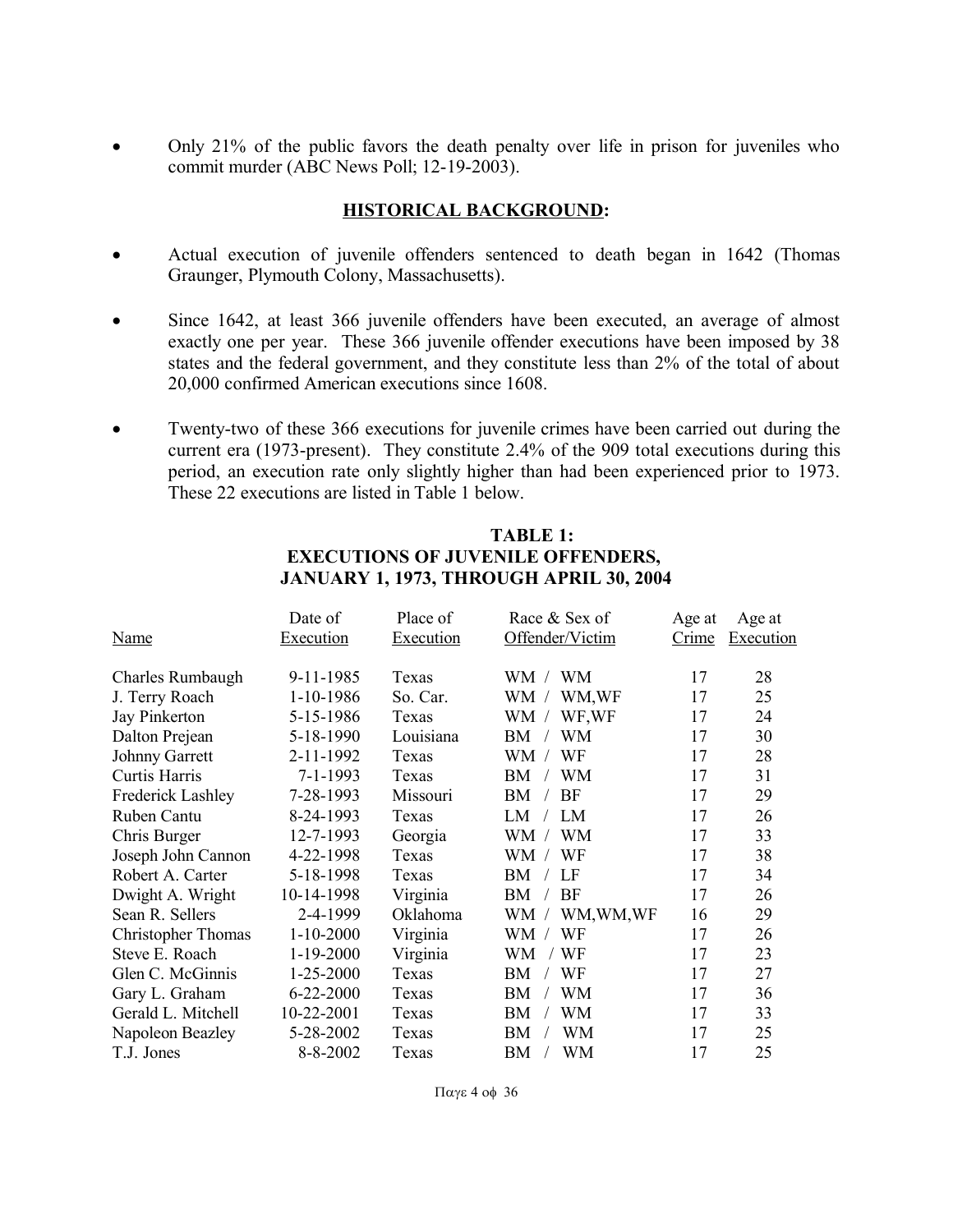- Only 21% of the public favors the death penalty over life in prison for juveniles who commit murder (ABC News Poll; 12-19-2003).

## HISTORICAL BACKGROUND:

- Actual execution of juvenile offenders sentenced to death began in 1642 (Thomas Graunger, Plymouth Colony, Massachusetts).
- Since 1642, at least 366 juvenile offenders have been executed, an average of almost exactly one per year. These 366 juvenile offender executions have been imposed by 38 states and the federal government, and they constitute less than 2% of the total of about 20,000 confirmed American executions since 1608.
- Twenty-two of these 366 executions for juvenile crimes have been carried out during the current era (1973-present). They constitute 2.4% of the 909 total executions during this period, an execution rate only slightly higher than had been experienced prior to 1973. These 22 executions are listed in Table 1 below.

**TABLE 1:**
**EXECUTIONS OF JUVENILE OFFENDERS,**
**JANUARY 1, 1973, THROUGH APRIL 30, 2004**

| Name | Date of Execution | Place of Execution | Race & Sex of Offender/Victim | Age at Crime | Age at Execution |
|---|---|---|---|---|---|
| Charles Rumbaugh | 9-11-1985 | Texas | WM / WM | 17 | 28 |
| J. Terry Roach | 1-10-1986 | So. Car. | WM / WM,WF | 17 | 25 |
| Jay Pinkerton | 5-15-1986 | Texas | WM / WF,WF | 17 | 24 |
| Dalton Prejean | 5-18-1990 | Louisiana | BM / WM | 17 | 30 |
| Johnny Garrett | 2-11-1992 | Texas | WM / WF | 17 | 28 |
| Curtis Harris | 7-1-1993 | Texas | BM / WM | 17 | 31 |
| Frederick Lashley | 7-28-1993 | Missouri | BM / BF | 17 | 29 |
| Ruben Cantu | 8-24-1993 | Texas | LM / LM | 17 | 26 |
| Chris Burger | 12-7-1993 | Georgia | WM / WM | 17 | 33 |
| Joseph John Cannon | 4-22-1998 | Texas | WM / WF | 17 | 38 |
| Robert A. Carter | 5-18-1998 | Texas | BM / LF | 17 | 34 |
| Dwight A. Wright | 10-14-1998 | Virginia | BM / BF | 17 | 26 |
| Sean R. Sellers | 2-4-1999 | Oklahoma | WM / WM,WM,WF | 16 | 29 |
| Christopher Thomas | 1-10-2000 | Virginia | WM / WF | 17 | 26 |
| Steve E. Roach | 1-19-2000 | Virginia | WM / WF | 17 | 23 |
| Glen C. McGinnis | 1-25-2000 | Texas | BM / WF | 17 | 27 |
| Gary L. Graham | 6-22-2000 | Texas | BM / WM | 17 | 36 |
| Gerald L. Mitchell | 10-22-2001 | Texas | BM / WM | 17 | 33 |
| Napoleon Beazley | 5-28-2002 | Texas | BM / WM | 17 | 25 |
| T.J. Jones | 8-8-2002 | Texas | BM / WM | 17 | 25 |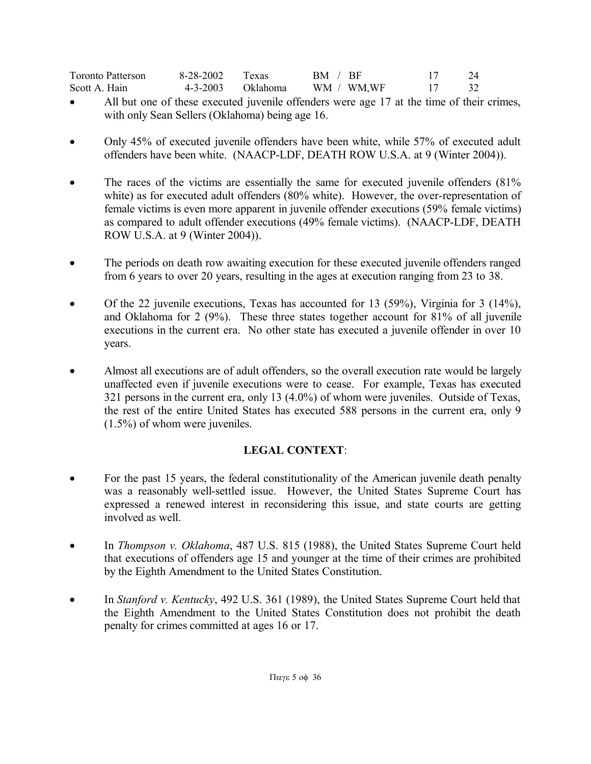| | | | | | |
|---|---|---|---|---|---|
| Toronto Patterson | 8-28-2002 | Texas | BM / BF | 17 | 24 |
| Scott A. Hain | 4-3-2003 | Oklahoma | WM / WM,WF | 17 | 32 |

- All but one of these executed juvenile offenders were age 17 at the time of their crimes, with only Sean Sellers (Oklahoma) being age 16.

- Only 45% of executed juvenile offenders have been white, while 57% of executed adult offenders have been white. (NAACP-LDF, DEATH ROW U.S.A. at 9 (Winter 2004)).

- The races of the victims are essentially the same for executed juvenile offenders (81% white) as for executed adult offenders (80% white). However, the over-representation of female victims is even more apparent in juvenile offender executions (59% female victims) as compared to adult offender executions (49% female victims). (NAACP-LDF, DEATH ROW U.S.A. at 9 (Winter 2004)).

- The periods on death row awaiting execution for these executed juvenile offenders ranged from 6 years to over 20 years, resulting in the ages at execution ranging from 23 to 38.

- Of the 22 juvenile executions, Texas has accounted for 13 (59%), Virginia for 3 (14%), and Oklahoma for 2 (9%). These three states together account for 81% of all juvenile executions in the current era. No other state has executed a juvenile offender in over 10 years.

- Almost all executions are of adult offenders, so the overall execution rate would be largely unaffected even if juvenile executions were to cease. For example, Texas has executed 321 persons in the current era, only 13 (4.0%) of whom were juveniles. Outside of Texas, the rest of the entire United States has executed 588 persons in the current era, only 9 (1.5%) of whom were juveniles.

## LEGAL CONTEXT:

- For the past 15 years, the federal constitutionality of the American juvenile death penalty was a reasonably well-settled issue. However, the United States Supreme Court has expressed a renewed interest in reconsidering this issue, and state courts are getting involved as well.

- In *Thompson v. Oklahoma*, 487 U.S. 815 (1988), the United States Supreme Court held that executions of offenders age 15 and younger at the time of their crimes are prohibited by the Eighth Amendment to the United States Constitution.

- In *Stanford v. Kentucky*, 492 U.S. 361 (1989), the United States Supreme Court held that the Eighth Amendment to the United States Constitution does not prohibit the death penalty for crimes committed at ages 16 or 17.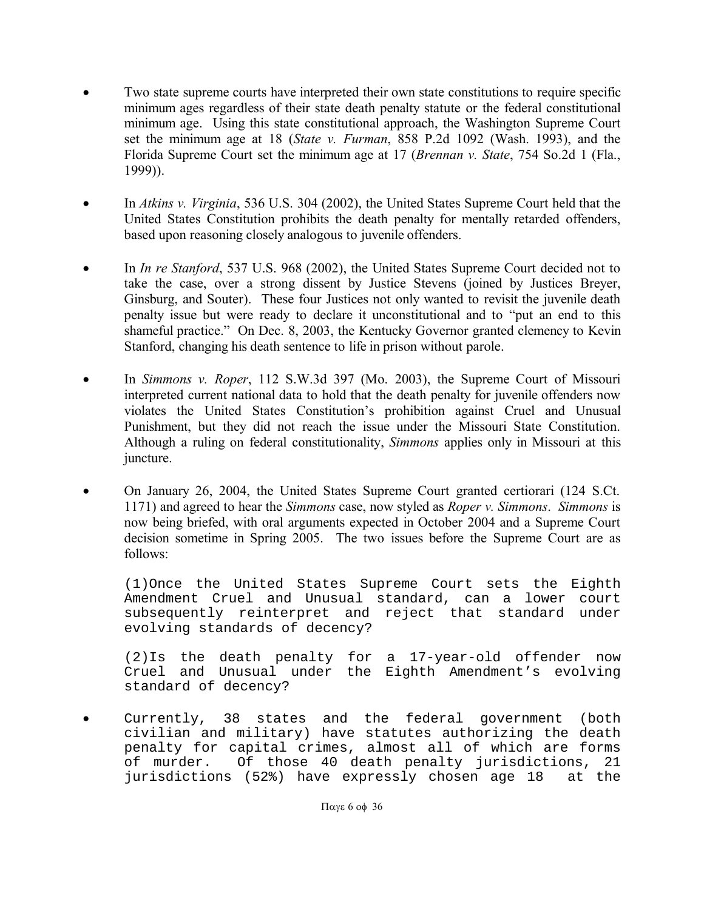- Two state supreme courts have interpreted their own state constitutions to require specific minimum ages regardless of their state death penalty statute or the federal constitutional minimum age. Using this state constitutional approach, the Washington Supreme Court set the minimum age at 18 (*State v. Furman*, 858 P.2d 1092 (Wash. 1993), and the Florida Supreme Court set the minimum age at 17 (*Brennan v. State*, 754 So.2d 1 (Fla., 1999)).

- In *Atkins v. Virginia*, 536 U.S. 304 (2002), the United States Supreme Court held that the United States Constitution prohibits the death penalty for mentally retarded offenders, based upon reasoning closely analogous to juvenile offenders.

- In *In re Stanford*, 537 U.S. 968 (2002), the United States Supreme Court decided not to take the case, over a strong dissent by Justice Stevens (joined by Justices Breyer, Ginsburg, and Souter). These four Justices not only wanted to revisit the juvenile death penalty issue but were ready to declare it unconstitutional and to "put an end to this shameful practice." On Dec. 8, 2003, the Kentucky Governor granted clemency to Kevin Stanford, changing his death sentence to life in prison without parole.

- In *Simmons v. Roper*, 112 S.W.3d 397 (Mo. 2003), the Supreme Court of Missouri interpreted current national data to hold that the death penalty for juvenile offenders now violates the United States Constitution's prohibition against Cruel and Unusual Punishment, but they did not reach the issue under the Missouri State Constitution. Although a ruling on federal constitutionality, *Simmons* applies only in Missouri at this juncture.

- On January 26, 2004, the United States Supreme Court granted certiorari (124 S.Ct. 1171) and agreed to hear the *Simmons* case, now styled as *Roper v. Simmons*. *Simmons* is now being briefed, with oral arguments expected in October 2004 and a Supreme Court decision sometime in Spring 2005. The two issues before the Supreme Court are as follows:

  (1)Once the United States Supreme Court sets the Eighth Amendment Cruel and Unusual standard, can a lower court subsequently reinterpret and reject that standard under evolving standards of decency?

  (2)Is the death penalty for a 17-year-old offender now Cruel and Unusual under the Eighth Amendment's evolving standard of decency?

- Currently, 38 states and the federal government (both civilian and military) have statutes authorizing the death penalty for capital crimes, almost all of which are forms of murder. Of those 40 death penalty jurisdictions, 21 jurisdictions (52%) have expressly chosen age 18 at the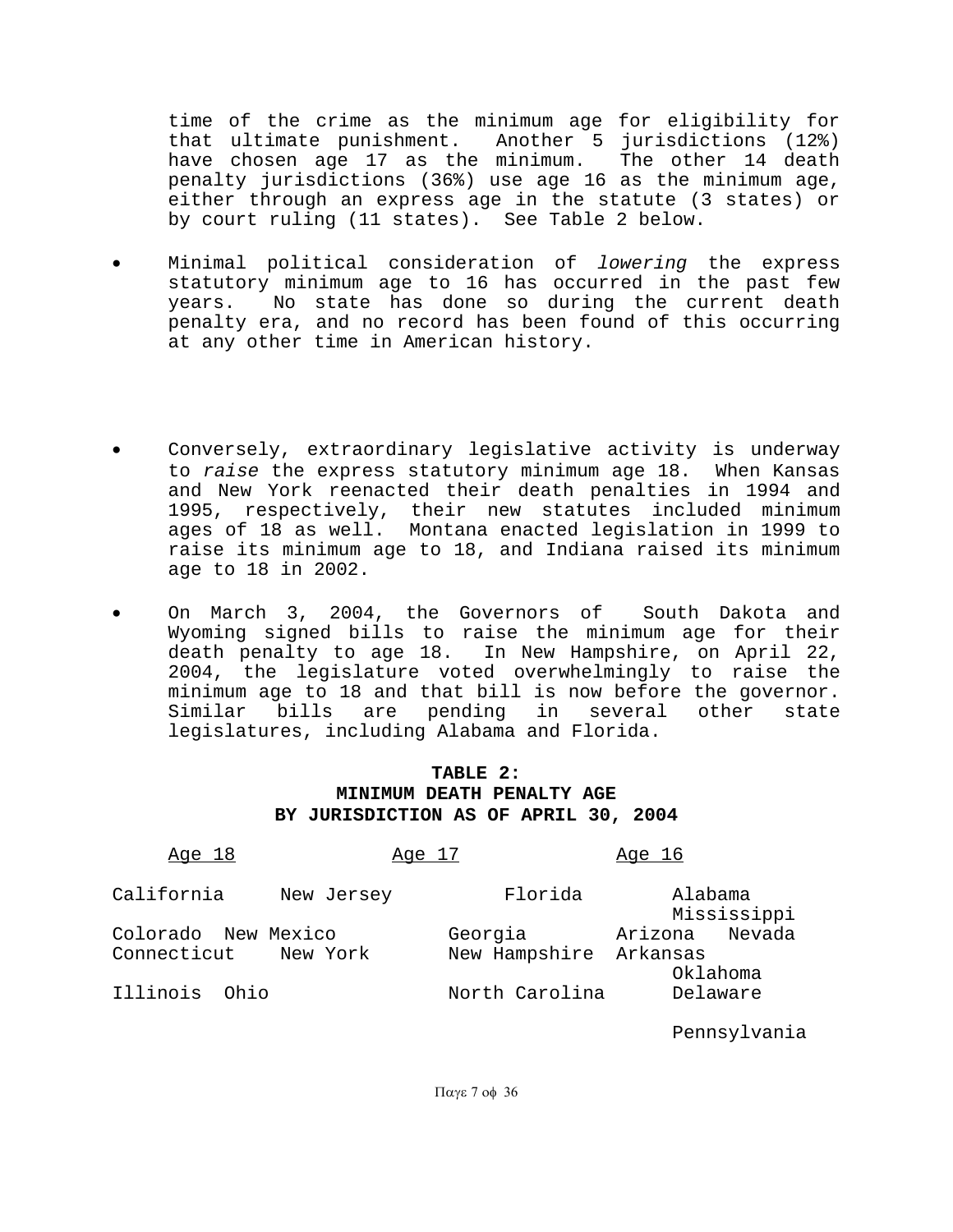time of the crime as the minimum age for eligibility for that ultimate punishment. Another 5 jurisdictions (12%) have chosen age 17 as the minimum. The other 14 death penalty jurisdictions (36%) use age 16 as the minimum age, either through an express age in the statute (3 states) or by court ruling (11 states). See Table 2 below.

- Minimal political consideration of *lowering* the express statutory minimum age to 16 has occurred in the past few years. No state has done so during the current death penalty era, and no record has been found of this occurring at any other time in American history.

- Conversely, extraordinary legislative activity is underway to *raise* the express statutory minimum age 18. When Kansas and New York reenacted their death penalties in 1994 and 1995, respectively, their new statutes included minimum ages of 18 as well. Montana enacted legislation in 1999 to raise its minimum age to 18, and Indiana raised its minimum age to 18 in 2002.

- On March 3, 2004, the Governors of South Dakota and Wyoming signed bills to raise the minimum age for their death penalty to age 18. In New Hampshire, on April 22, 2004, the legislature voted overwhelmingly to raise the minimum age to 18 and that bill is now before the governor. Similar bills are pending in several other state legislatures, including Alabama and Florida.

**TABLE 2:**
**MINIMUM DEATH PENALTY AGE**
**BY JURISDICTION AS OF APRIL 30, 2004**

| Age 18 | | Age 17 | Age 16 | |
|---|---|---|---|---|
| California | New Jersey | Florida | Alabama | Mississippi |
| Colorado | New Mexico | Georgia | Arizona | Nevada |
| Connecticut | New York | New Hampshire | Arkansas | Oklahoma |
| Illinois | Ohio | North Carolina | Delaware | Pennsylvania |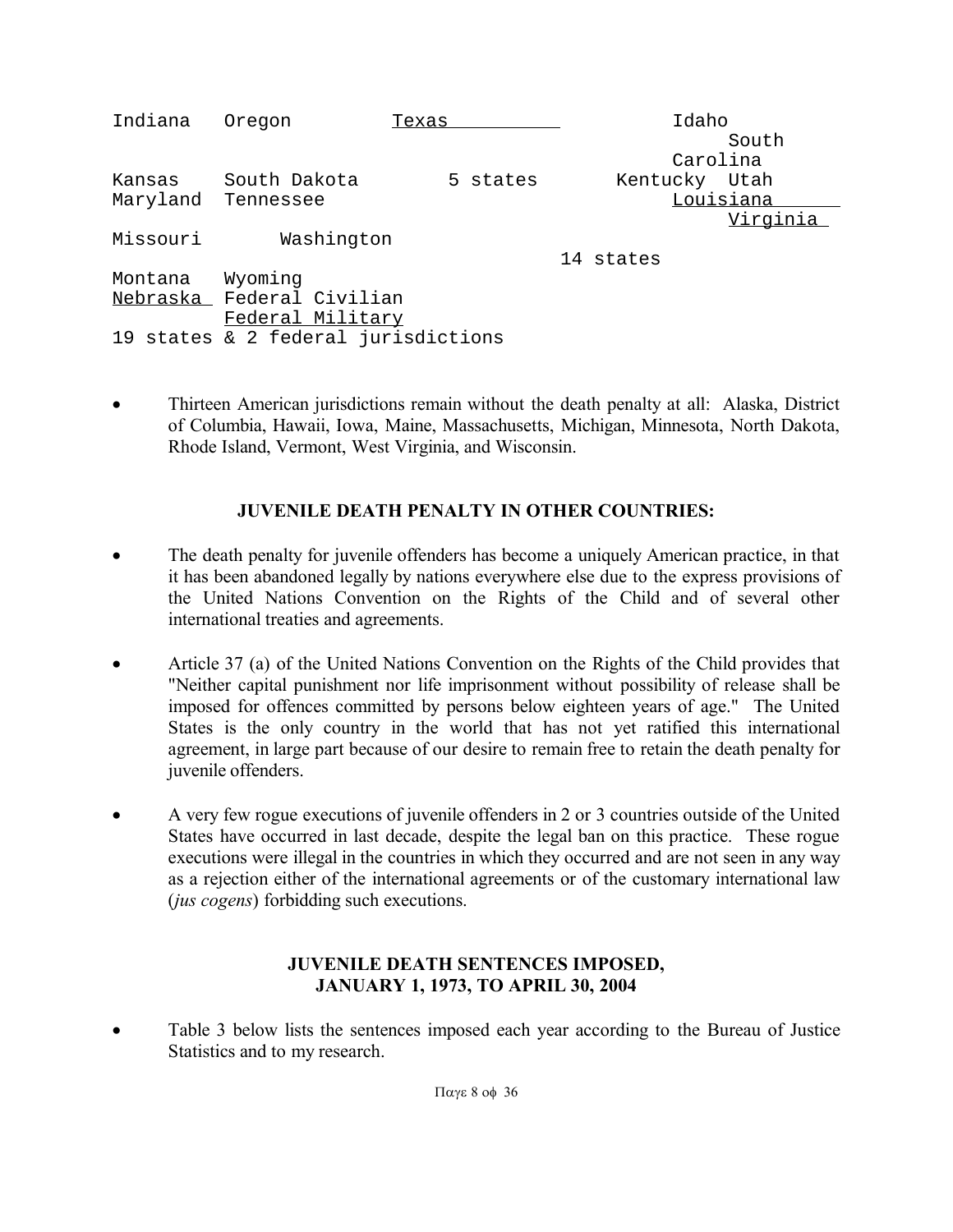| | | | |
|---|---|---|---|
| Indiana | Oregon | Texas | Idaho |
| Kansas | South Dakota | 5 states | South Carolina |
| Maryland | Tennessee | | Kentucky |
| Missouri | Washington | | Utah |
| Montana | Wyoming | | Louisiana |
| Nebraska | Federal Civilian | | Virginia |
| | Federal Military | | 14 states |
| 19 states & 2 federal jurisdictions | | | |

- Thirteen American jurisdictions remain without the death penalty at all: Alaska, District of Columbia, Hawaii, Iowa, Maine, Massachusetts, Michigan, Minnesota, North Dakota, Rhode Island, Vermont, West Virginia, and Wisconsin.

## JUVENILE DEATH PENALTY IN OTHER COUNTRIES:

- The death penalty for juvenile offenders has become a uniquely American practice, in that it has been abandoned legally by nations everywhere else due to the express provisions of the United Nations Convention on the Rights of the Child and of several other international treaties and agreements.

- Article 37 (a) of the United Nations Convention on the Rights of the Child provides that "Neither capital punishment nor life imprisonment without possibility of release shall be imposed for offences committed by persons below eighteen years of age." The United States is the only country in the world that has not yet ratified this international agreement, in large part because of our desire to remain free to retain the death penalty for juvenile offenders.

- A very few rogue executions of juvenile offenders in 2 or 3 countries outside of the United States have occurred in last decade, despite the legal ban on this practice. These rogue executions were illegal in the countries in which they occurred and are not seen in any way as a rejection either of the international agreements or of the customary international law (*jus cogens*) forbidding such executions.

## JUVENILE DEATH SENTENCES IMPOSED, JANUARY 1, 1973, TO APRIL 30, 2004

- Table 3 below lists the sentences imposed each year according to the Bureau of Justice Statistics and to my research.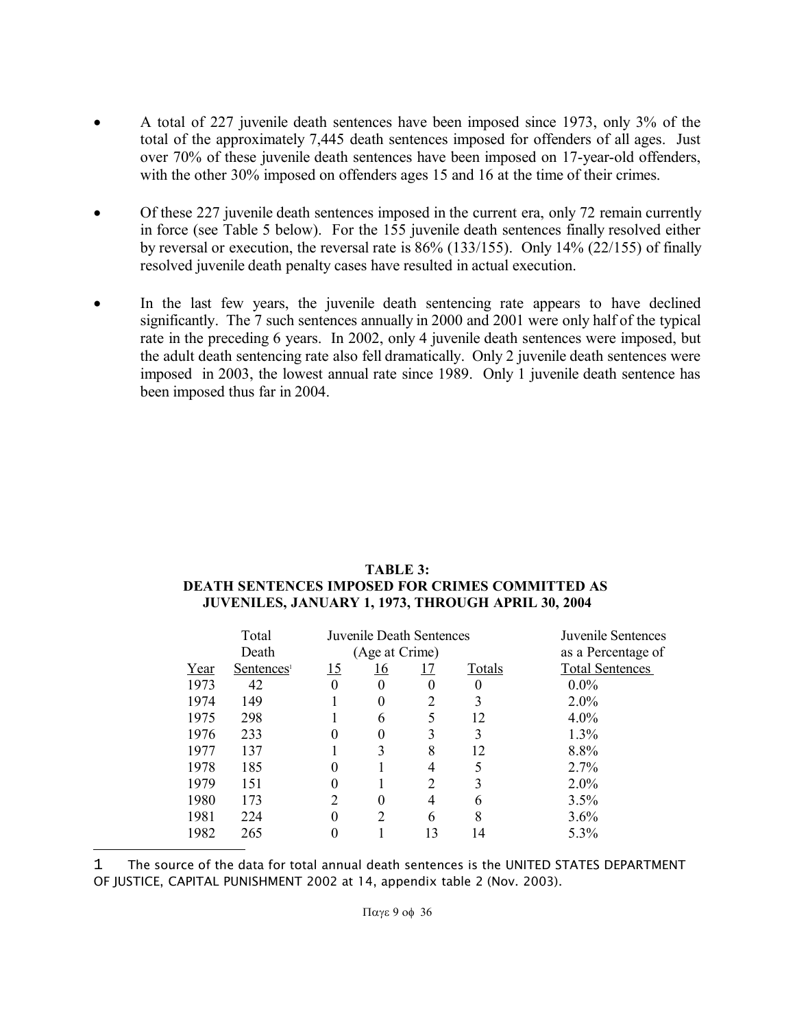- A total of 227 juvenile death sentences have been imposed since 1973, only 3% of the total of the approximately 7,445 death sentences imposed for offenders of all ages. Just over 70% of these juvenile death sentences have been imposed on 17-year-old offenders, with the other 30% imposed on offenders ages 15 and 16 at the time of their crimes.

- Of these 227 juvenile death sentences imposed in the current era, only 72 remain currently in force (see Table 5 below). For the 155 juvenile death sentences finally resolved either by reversal or execution, the reversal rate is 86% (133/155). Only 14% (22/155) of finally resolved juvenile death penalty cases have resulted in actual execution.

- In the last few years, the juvenile death sentencing rate appears to have declined significantly. The 7 such sentences annually in 2000 and 2001 were only half of the typical rate in the preceding 6 years. In 2002, only 4 juvenile death sentences were imposed, but the adult death sentencing rate also fell dramatically. Only 2 juvenile death sentences were imposed in 2003, the lowest annual rate since 1989. Only 1 juvenile death sentence has been imposed thus far in 2004.

**TABLE 3:**
**DEATH SENTENCES IMPOSED FOR CRIMES COMMITTED AS JUVENILES, JANUARY 1, 1973, THROUGH APRIL 30, 2004**

| Year | Total Death Sentences[1] | Juvenile Death Sentences (Age at Crime) 15 | 16 | 17 | Totals | Juvenile Sentences as a Percentage of Total Sentences |
|---|---|---|---|---|---|---|
| 1973 | 42 | 0 | 0 | 0 | 0 | 0.0% |
| 1974 | 149 | 1 | 0 | 2 | 3 | 2.0% |
| 1975 | 298 | 1 | 6 | 5 | 12 | 4.0% |
| 1976 | 233 | 0 | 0 | 3 | 3 | 1.3% |
| 1977 | 137 | 1 | 3 | 8 | 12 | 8.8% |
| 1978 | 185 | 0 | 1 | 4 | 5 | 2.7% |
| 1979 | 151 | 0 | 1 | 2 | 3 | 2.0% |
| 1980 | 173 | 2 | 0 | 4 | 6 | 3.5% |
| 1981 | 224 | 0 | 2 | 6 | 8 | 3.6% |
| 1982 | 265 | 0 | 1 | 13 | 14 | 5.3% |

[1] The source of the data for total annual death sentences is the UNITED STATES DEPARTMENT OF JUSTICE, CAPITAL PUNISHMENT 2002 at 14, appendix table 2 (Nov. 2003).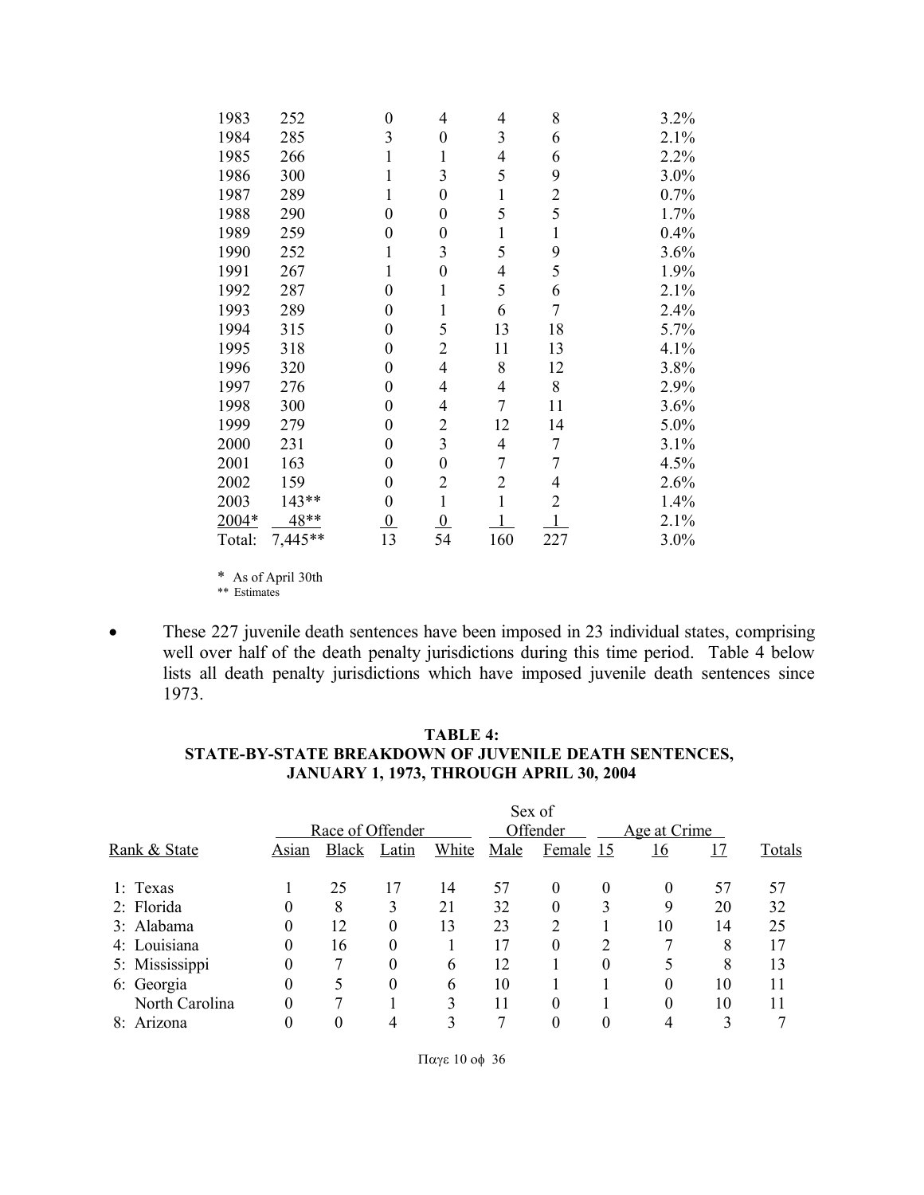| | | | | | | |
|---|---|---|---|---|---|---|
| 1983 | 252 | 0 | 4 | 4 | 8 | 3.2% |
| 1984 | 285 | 3 | 0 | 3 | 6 | 2.1% |
| 1985 | 266 | 1 | 1 | 4 | 6 | 2.2% |
| 1986 | 300 | 1 | 3 | 5 | 9 | 3.0% |
| 1987 | 289 | 1 | 0 | 1 | 2 | 0.7% |
| 1988 | 290 | 0 | 0 | 5 | 5 | 1.7% |
| 1989 | 259 | 0 | 0 | 1 | 1 | 0.4% |
| 1990 | 252 | 1 | 3 | 5 | 9 | 3.6% |
| 1991 | 267 | 1 | 0 | 4 | 5 | 1.9% |
| 1992 | 287 | 0 | 1 | 5 | 6 | 2.1% |
| 1993 | 289 | 0 | 1 | 6 | 7 | 2.4% |
| 1994 | 315 | 0 | 5 | 13 | 18 | 5.7% |
| 1995 | 318 | 0 | 2 | 11 | 13 | 4.1% |
| 1996 | 320 | 0 | 4 | 8 | 12 | 3.8% |
| 1997 | 276 | 0 | 4 | 4 | 8 | 2.9% |
| 1998 | 300 | 0 | 4 | 7 | 11 | 3.6% |
| 1999 | 279 | 0 | 2 | 12 | 14 | 5.0% |
| 2000 | 231 | 0 | 3 | 4 | 7 | 3.1% |
| 2001 | 163 | 0 | 0 | 7 | 7 | 4.5% |
| 2002 | 159 | 0 | 2 | 2 | 4 | 2.6% |
| 2003 | 143** | 0 | 1 | 1 | 2 | 1.4% |
| 2004* | 48** | 0 | 0 | 1 | 1 | 2.1% |
| Total: | 7,445** | 13 | 54 | 160 | 227 | 3.0% |

\* As of April 30th
** Estimates

- These 227 juvenile death sentences have been imposed in 23 individual states, comprising well over half of the death penalty jurisdictions during this time period. Table 4 below lists all death penalty jurisdictions which have imposed juvenile death sentences since 1973.

**TABLE 4:**
**STATE-BY-STATE BREAKDOWN OF JUVENILE DEATH SENTENCES, JANUARY 1, 1973, THROUGH APRIL 30, 2004**

| | Race of Offender | | | | Sex of Offender | | Age at Crime | | | |
|---|---|---|---|---|---|---|---|---|---|---|
| Rank & State | Asian | Black | Latin | White | Male | Female | 15 | 16 | 17 | Totals |
| 1: Texas | 1 | 25 | 17 | 14 | 57 | 0 | 0 | 0 | 57 | 57 |
| 2: Florida | 0 | 8 | 3 | 21 | 32 | 0 | 3 | 9 | 20 | 32 |
| 3: Alabama | 0 | 12 | 0 | 13 | 23 | 2 | 1 | 10 | 14 | 25 |
| 4: Louisiana | 0 | 16 | 0 | 1 | 17 | 0 | 2 | 7 | 8 | 17 |
| 5: Mississippi | 0 | 7 | 0 | 6 | 12 | 1 | 0 | 5 | 8 | 13 |
| 6: Georgia | 0 | 5 | 0 | 6 | 10 | 1 | 1 | 0 | 10 | 11 |
| North Carolina | 0 | 7 | 1 | 3 | 11 | 0 | 1 | 0 | 10 | 11 |
| 8: Arizona | 0 | 0 | 4 | 3 | 7 | 0 | 0 | 4 | 3 | 7 |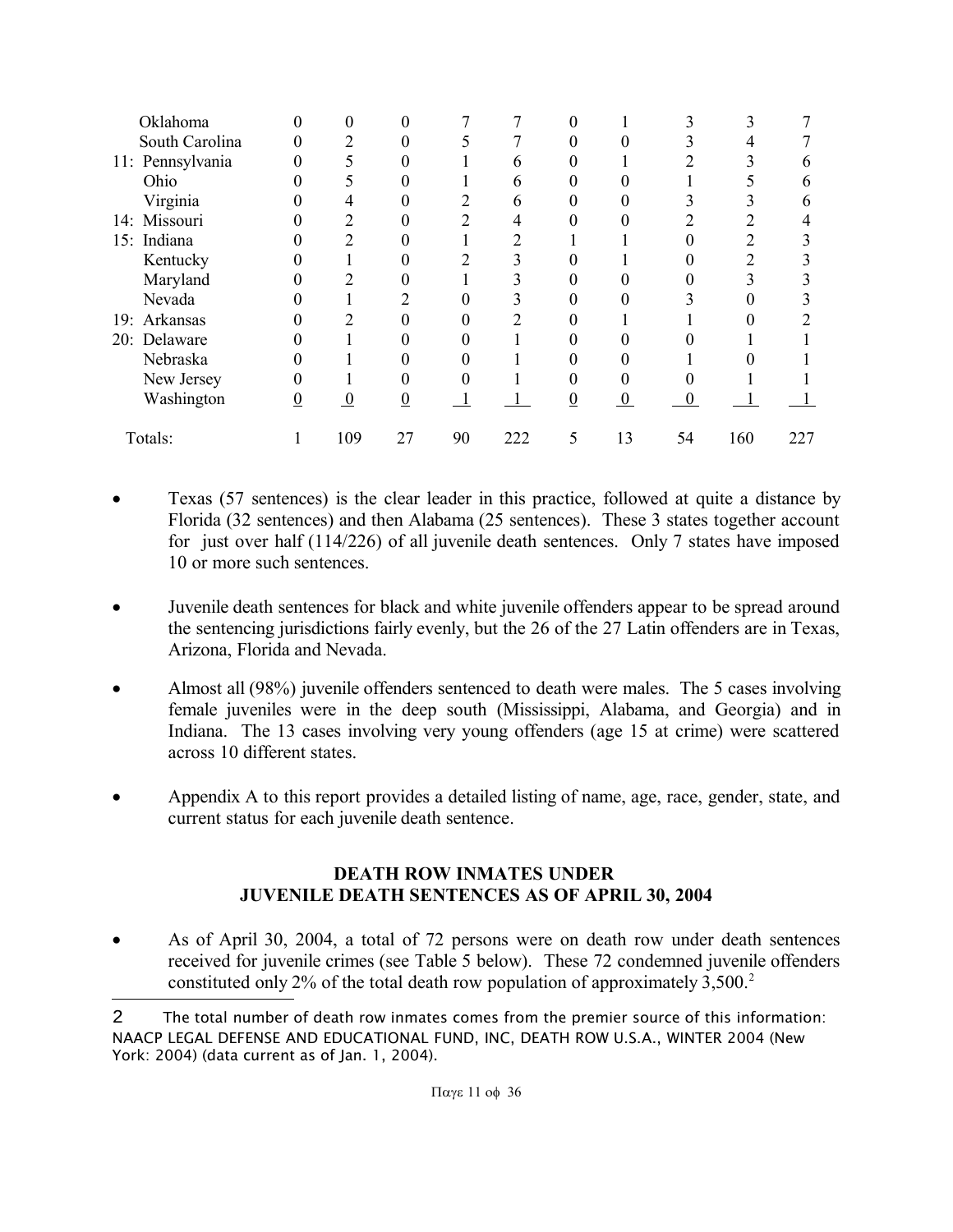| | | | | | | | | | | |
|---|---|---|---|---|---|---|---|---|---|---|
| Oklahoma | 0 | 0 | 0 | 7 | 7 | 0 | 1 | 3 | 3 | 7 |
| South Carolina | 0 | 2 | 0 | 5 | 7 | 0 | 0 | 3 | 4 | 7 |
| 11: Pennsylvania | 0 | 5 | 0 | 1 | 6 | 0 | 1 | 2 | 3 | 6 |
| Ohio | 0 | 5 | 0 | 1 | 6 | 0 | 0 | 1 | 5 | 6 |
| Virginia | 0 | 4 | 0 | 2 | 6 | 0 | 0 | 3 | 3 | 6 |
| 14: Missouri | 0 | 2 | 0 | 2 | 4 | 0 | 0 | 2 | 2 | 4 |
| 15: Indiana | 0 | 2 | 0 | 1 | 2 | 1 | 1 | 0 | 2 | 3 |
| Kentucky | 0 | 1 | 0 | 2 | 3 | 0 | 1 | 0 | 2 | 3 |
| Maryland | 0 | 2 | 0 | 1 | 3 | 0 | 0 | 0 | 3 | 3 |
| Nevada | 0 | 1 | 2 | 0 | 3 | 0 | 0 | 3 | 0 | 3 |
| 19: Arkansas | 0 | 2 | 0 | 0 | 2 | 0 | 1 | 1 | 0 | 2 |
| 20: Delaware | 0 | 1 | 0 | 0 | 1 | 0 | 0 | 0 | 1 | 1 |
| Nebraska | 0 | 1 | 0 | 0 | 1 | 0 | 0 | 1 | 0 | 1 |
| New Jersey | 0 | 1 | 0 | 0 | 1 | 0 | 0 | 0 | 1 | 1 |
| Washington | 0 | 0 | 0 | 1 | 1 | 0 | 0 | 0 | 1 | 1 |
| Totals: | 1 | 109 | 27 | 90 | 222 | 5 | 13 | 54 | 160 | 227 |

- Texas (57 sentences) is the clear leader in this practice, followed at quite a distance by Florida (32 sentences) and then Alabama (25 sentences). These 3 states together account for just over half (114/226) of all juvenile death sentences. Only 7 states have imposed 10 or more such sentences.

- Juvenile death sentences for black and white juvenile offenders appear to be spread around the sentencing jurisdictions fairly evenly, but the 26 of the 27 Latin offenders are in Texas, Arizona, Florida and Nevada.

- Almost all (98%) juvenile offenders sentenced to death were males. The 5 cases involving female juveniles were in the deep south (Mississippi, Alabama, and Georgia) and in Indiana. The 13 cases involving very young offenders (age 15 at crime) were scattered across 10 different states.

- Appendix A to this report provides a detailed listing of name, age, race, gender, state, and current status for each juvenile death sentence.

## DEATH ROW INMATES UNDER JUVENILE DEATH SENTENCES AS OF APRIL 30, 2004

- As of April 30, 2004, a total of 72 persons were on death row under death sentences received for juvenile crimes (see Table 5 below). These 72 condemned juvenile offenders constituted only 2% of the total death row population of approximately 3,500.[2]

2 The total number of death row inmates comes from the premier source of this information: NAACP LEGAL DEFENSE AND EDUCATIONAL FUND, INC, DEATH ROW U.S.A., WINTER 2004 (New York: 2004) (data current as of Jan. 1, 2004).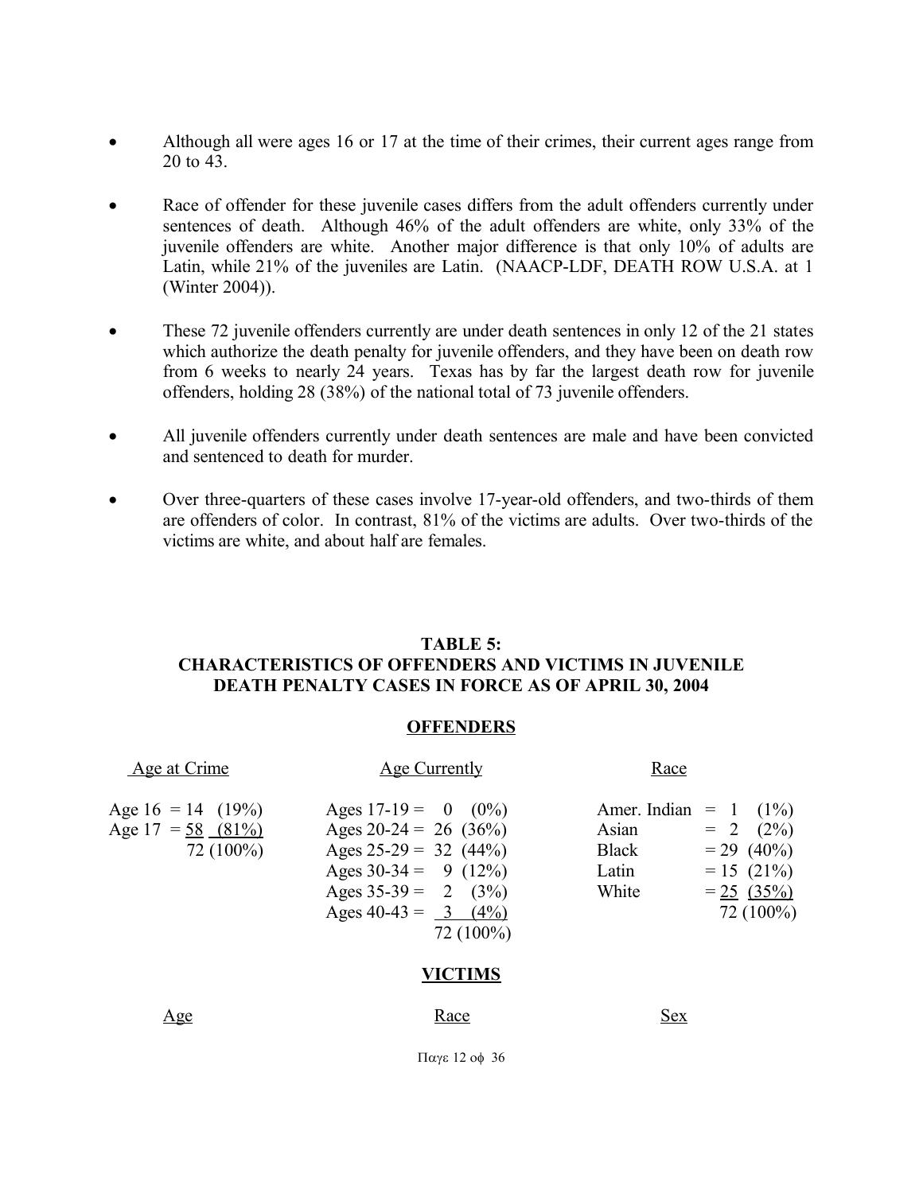- Although all were ages 16 or 17 at the time of their crimes, their current ages range from 20 to 43.

- Race of offender for these juvenile cases differs from the adult offenders currently under sentences of death. Although 46% of the adult offenders are white, only 33% of the juvenile offenders are white. Another major difference is that only 10% of adults are Latin, while 21% of the juveniles are Latin. (NAACP-LDF, DEATH ROW U.S.A. at 1 (Winter 2004)).

- These 72 juvenile offenders currently are under death sentences in only 12 of the 21 states which authorize the death penalty for juvenile offenders, and they have been on death row from 6 weeks to nearly 24 years. Texas has by far the largest death row for juvenile offenders, holding 28 (38%) of the national total of 73 juvenile offenders.

- All juvenile offenders currently under death sentences are male and have been convicted and sentenced to death for murder.

- Over three-quarters of these cases involve 17-year-old offenders, and two-thirds of them are offenders of color. In contrast, 81% of the victims are adults. Over two-thirds of the victims are white, and about half are females.

**TABLE 5:**
**CHARACTERISTICS OF OFFENDERS AND VICTIMS IN JUVENILE DEATH PENALTY CASES IN FORCE AS OF APRIL 30, 2004**

**OFFENDERS**

| Age at Crime | Age Currently | Race |
|---|---|---|
| Age 16 = 14 (19%) | Ages 17-19 = 0 (0%) | Amer. Indian = 1 (1%) |
| Age 17 = 58 (81%) | Ages 20-24 = 26 (36%) | Asian = 2 (2%) |
| 72 (100%) | Ages 25-29 = 32 (44%) | Black = 29 (40%) |
| | Ages 30-34 = 9 (12%) | Latin = 15 (21%) |
| | Ages 35-39 = 2 (3%) | White = 25 (35%) |
| | Ages 40-43 = 3 (4%) | 72 (100%) |
| | 72 (100%) | |

**VICTIMS**

| Age | Race | Sex |
|---|---|---|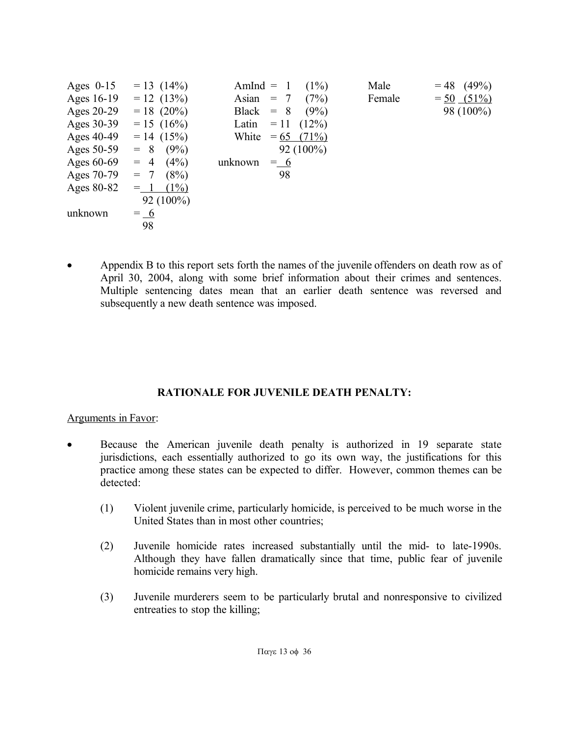| Ages | | Race | | Gender | |
|---|---|---|---|---|---|
| Ages 0-15 | = 13 (14%) | AmInd | = 1 (1%) | Male | = 48 (49%) |
| Ages 16-19 | = 12 (13%) | Asian | = 7 (7%) | Female | = 50 (51%) |
| Ages 20-29 | = 18 (20%) | Black | = 8 (9%) | | 98 (100%) |
| Ages 30-39 | = 15 (16%) | Latin | = 11 (12%) | | |
| Ages 40-49 | = 14 (15%) | White | = 65 (71%) | | |
| Ages 50-59 | = 8 (9%) | | 92 (100%) | | |
| Ages 60-69 | = 4 (4%) | unknown | = 6 | | |
| Ages 70-79 | = 7 (8%) | | 98 | | |
| Ages 80-82 | = 1 (1%) | | | | |
| | 92 (100%) | | | | |
| unknown | = 6 | | | | |
| | 98 | | | | |

- Appendix B to this report sets forth the names of the juvenile offenders on death row as of April 30, 2004, along with some brief information about their crimes and sentences. Multiple sentencing dates mean that an earlier death sentence was reversed and subsequently a new death sentence was imposed.

## RATIONALE FOR JUVENILE DEATH PENALTY:

Arguments in Favor:

- Because the American juvenile death penalty is authorized in 19 separate state jurisdictions, each essentially authorized to go its own way, the justifications for this practice among these states can be expected to differ. However, common themes can be detected:

  (1) Violent juvenile crime, particularly homicide, is perceived to be much worse in the United States than in most other countries;

  (2) Juvenile homicide rates increased substantially until the mid- to late-1990s. Although they have fallen dramatically since that time, public fear of juvenile homicide remains very high.

  (3) Juvenile murderers seem to be particularly brutal and nonresponsive to civilized entreaties to stop the killing;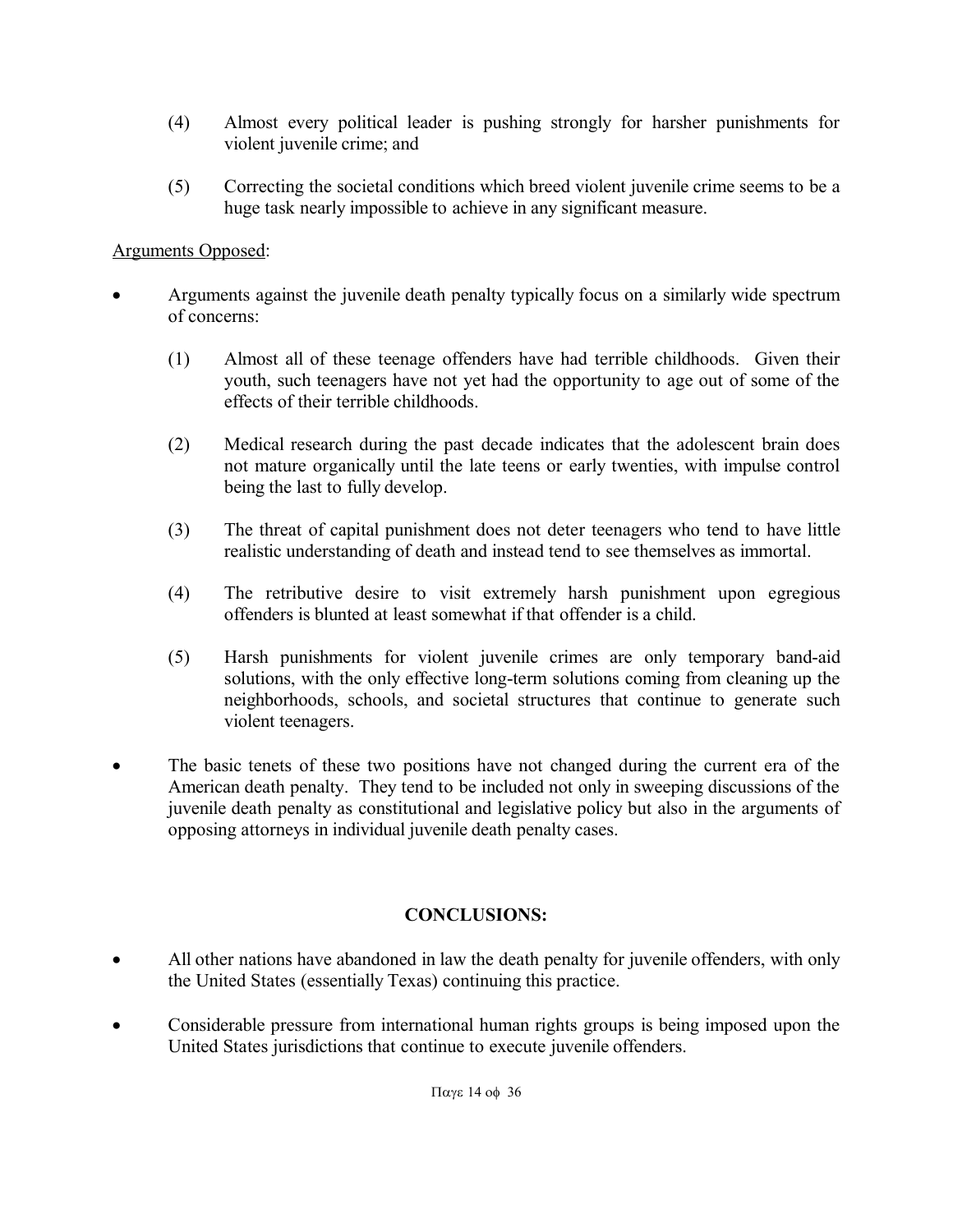(4) Almost every political leader is pushing strongly for harsher punishments for violent juvenile crime; and

(5) Correcting the societal conditions which breed violent juvenile crime seems to be a huge task nearly impossible to achieve in any significant measure.

Arguments Opposed:

- Arguments against the juvenile death penalty typically focus on a similarly wide spectrum of concerns:

  (1) Almost all of these teenage offenders have had terrible childhoods. Given their youth, such teenagers have not yet had the opportunity to age out of some of the effects of their terrible childhoods.

  (2) Medical research during the past decade indicates that the adolescent brain does not mature organically until the late teens or early twenties, with impulse control being the last to fully develop.

  (3) The threat of capital punishment does not deter teenagers who tend to have little realistic understanding of death and instead tend to see themselves as immortal.

  (4) The retributive desire to visit extremely harsh punishment upon egregious offenders is blunted at least somewhat if that offender is a child.

  (5) Harsh punishments for violent juvenile crimes are only temporary band-aid solutions, with the only effective long-term solutions coming from cleaning up the neighborhoods, schools, and societal structures that continue to generate such violent teenagers.

- The basic tenets of these two positions have not changed during the current era of the American death penalty. They tend to be included not only in sweeping discussions of the juvenile death penalty as constitutional and legislative policy but also in the arguments of opposing attorneys in individual juvenile death penalty cases.

## CONCLUSIONS:

- All other nations have abandoned in law the death penalty for juvenile offenders, with only the United States (essentially Texas) continuing this practice.

- Considerable pressure from international human rights groups is being imposed upon the United States jurisdictions that continue to execute juvenile offenders.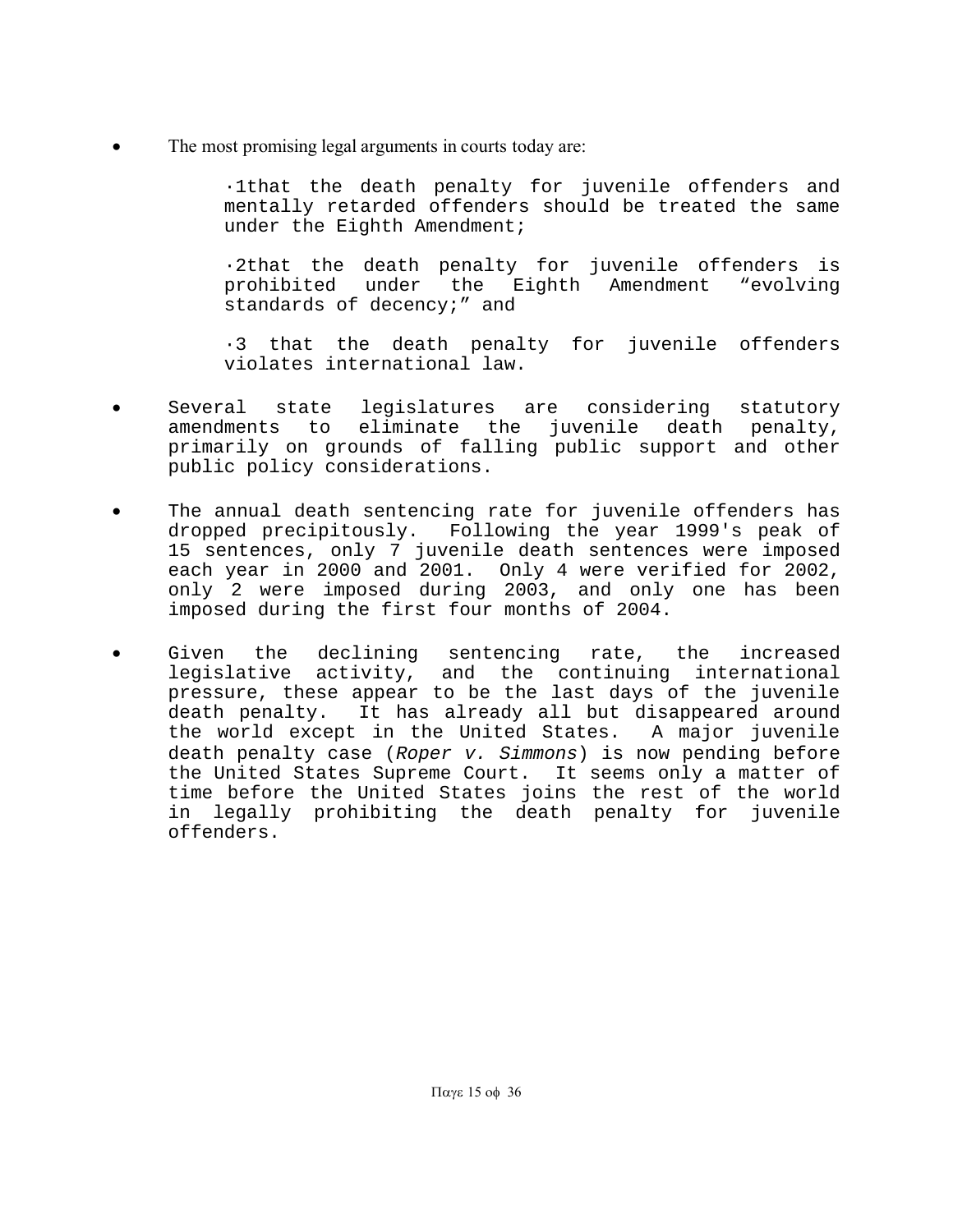- The most promising legal arguments in courts today are:

  ·1that the death penalty for juvenile offenders and mentally retarded offenders should be treated the same under the Eighth Amendment;

  ·2that the death penalty for juvenile offenders is prohibited under the Eighth Amendment "evolving standards of decency;" and

  ·3 that the death penalty for juvenile offenders violates international law.

- Several state legislatures are considering statutory amendments to eliminate the juvenile death penalty, primarily on grounds of falling public support and other public policy considerations.

- The annual death sentencing rate for juvenile offenders has dropped precipitously. Following the year 1999's peak of 15 sentences, only 7 juvenile death sentences were imposed each year in 2000 and 2001. Only 4 were verified for 2002, only 2 were imposed during 2003, and only one has been imposed during the first four months of 2004.

- Given the declining sentencing rate, the increased legislative activity, and the continuing international pressure, these appear to be the last days of the juvenile death penalty. It has already all but disappeared around the world except in the United States. A major juvenile death penalty case (*Roper v. Simmons*) is now pending before the United States Supreme Court. It seems only a matter of time before the United States joins the rest of the world in legally prohibiting the death penalty for juvenile offenders.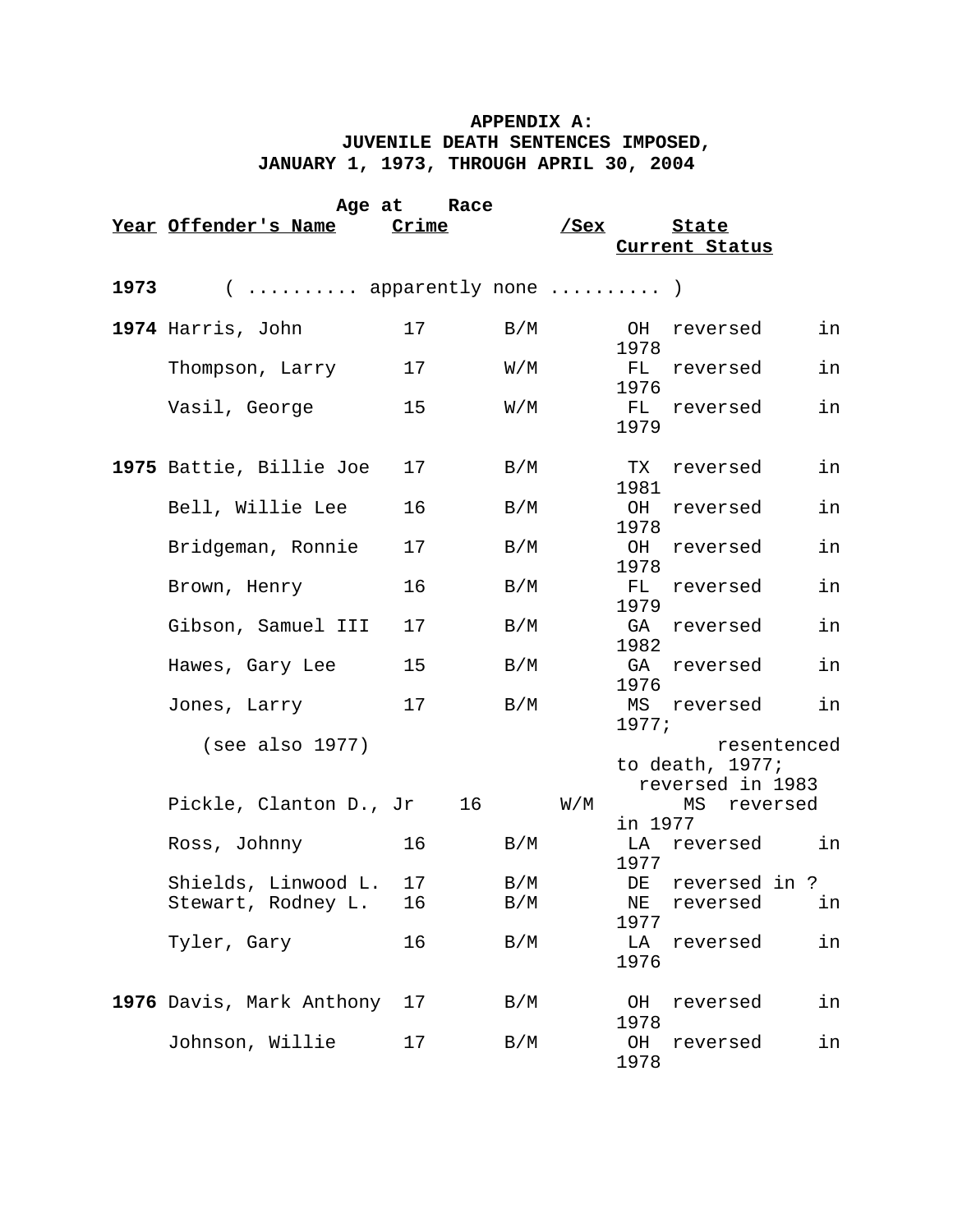**APPENDIX A:**
**JUVENILE DEATH SENTENCES IMPOSED,**
**JANUARY 1, 1973, THROUGH APRIL 30, 2004**

| Year | Offender's Name | Age at Crime | Race /Sex | State | Current Status |
|---|---|---|---|---|---|
| **1973** | ( .......... apparently none .......... ) | | | | |
| **1974** | Harris, John | 17 | B/M | OH | reversed in 1978 |
| | Thompson, Larry | 17 | W/M | FL | reversed in 1976 |
| | Vasil, George | 15 | W/M | FL | reversed in 1979 |
| **1975** | Battie, Billie Joe | 17 | B/M | TX | reversed in 1981 |
| | Bell, Willie Lee | 16 | B/M | OH | reversed in 1978 |
| | Bridgeman, Ronnie | 17 | B/M | OH | reversed in 1978 |
| | Brown, Henry | 16 | B/M | FL | reversed in 1979 |
| | Gibson, Samuel III | 17 | B/M | GA | reversed in 1982 |
| | Hawes, Gary Lee | 15 | B/M | GA | reversed in 1976 |
| | Jones, Larry (see also 1977) | 17 | B/M | MS | reversed in 1977; resentenced to death, 1977; reversed in 1983 |
| | Pickle, Clanton D., Jr | 16 | W/M | MS | reversed in 1977 |
| | Ross, Johnny | 16 | B/M | LA | reversed in 1977 |
| | Shields, Linwood L. | 17 | B/M | DE | reversed in ? |
| | Stewart, Rodney L. | 16 | B/M | NE | reversed in 1977 |
| | Tyler, Gary | 16 | B/M | LA | reversed in 1976 |
| **1976** | Davis, Mark Anthony | 17 | B/M | OH | reversed in 1978 |
| | Johnson, Willie | 17 | B/M | OH | reversed in 1978 |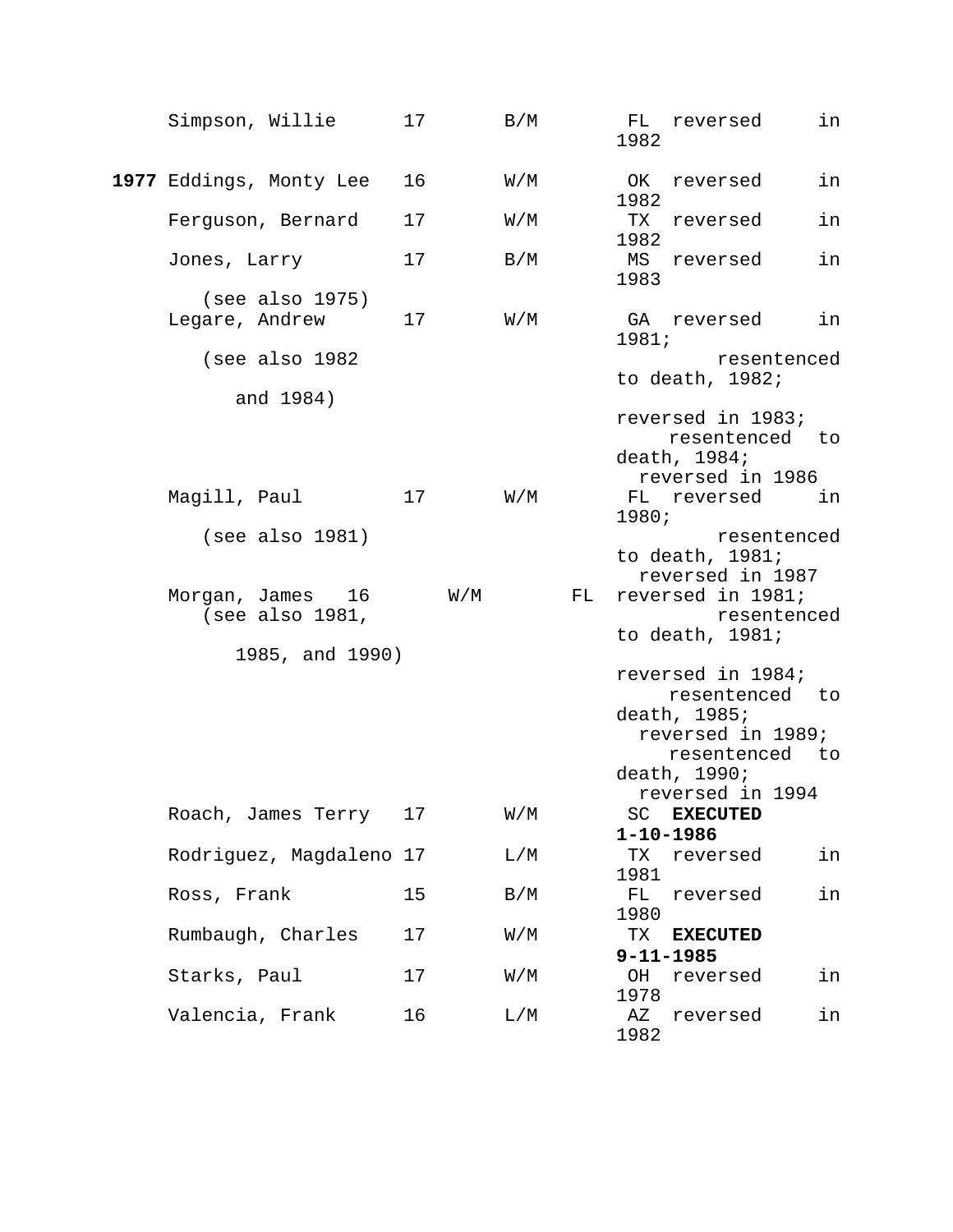| Year | Name | Age | Race/Sex | State | Outcome |
|---|---|---|---|---|---|
| | Simpson, Willie | 17 | B/M | FL | reversed in 1982 |
| **1977** | Eddings, Monty Lee | 16 | W/M | OK | reversed in 1982 |
| | Ferguson, Bernard | 17 | W/M | TX | reversed in 1982 |
| | Jones, Larry (see also 1975) | 17 | B/M | MS | reversed in 1983 |
| | Legare, Andrew (see also 1982 and 1984) | 17 | W/M | GA | reversed in 1981; resentenced to death, 1982; reversed in 1983; resentenced to death, 1984; reversed in 1986 |
| | Magill, Paul (see also 1981) | 17 | W/M | FL | reversed in 1980; resentenced to death, 1981; reversed in 1987 |
| | Morgan, James (see also 1981, 1985, and 1990) | 16 | W/M | FL | reversed in 1981; resentenced to death, 1981; reversed in 1984; resentenced to death, 1985; reversed in 1989; resentenced to death, 1990; reversed in 1994 |
| | Roach, James Terry | 17 | W/M | SC | **EXECUTED 1-10-1986** |
| | Rodriguez, Magdaleno | 17 | L/M | TX | reversed in 1981 |
| | Ross, Frank | 15 | B/M | FL | reversed in 1980 |
| | Rumbaugh, Charles | 17 | W/M | TX | **EXECUTED 9-11-1985** |
| | Starks, Paul | 17 | W/M | OH | reversed in 1978 |
| | Valencia, Frank | 16 | L/M | AZ | reversed in 1982 |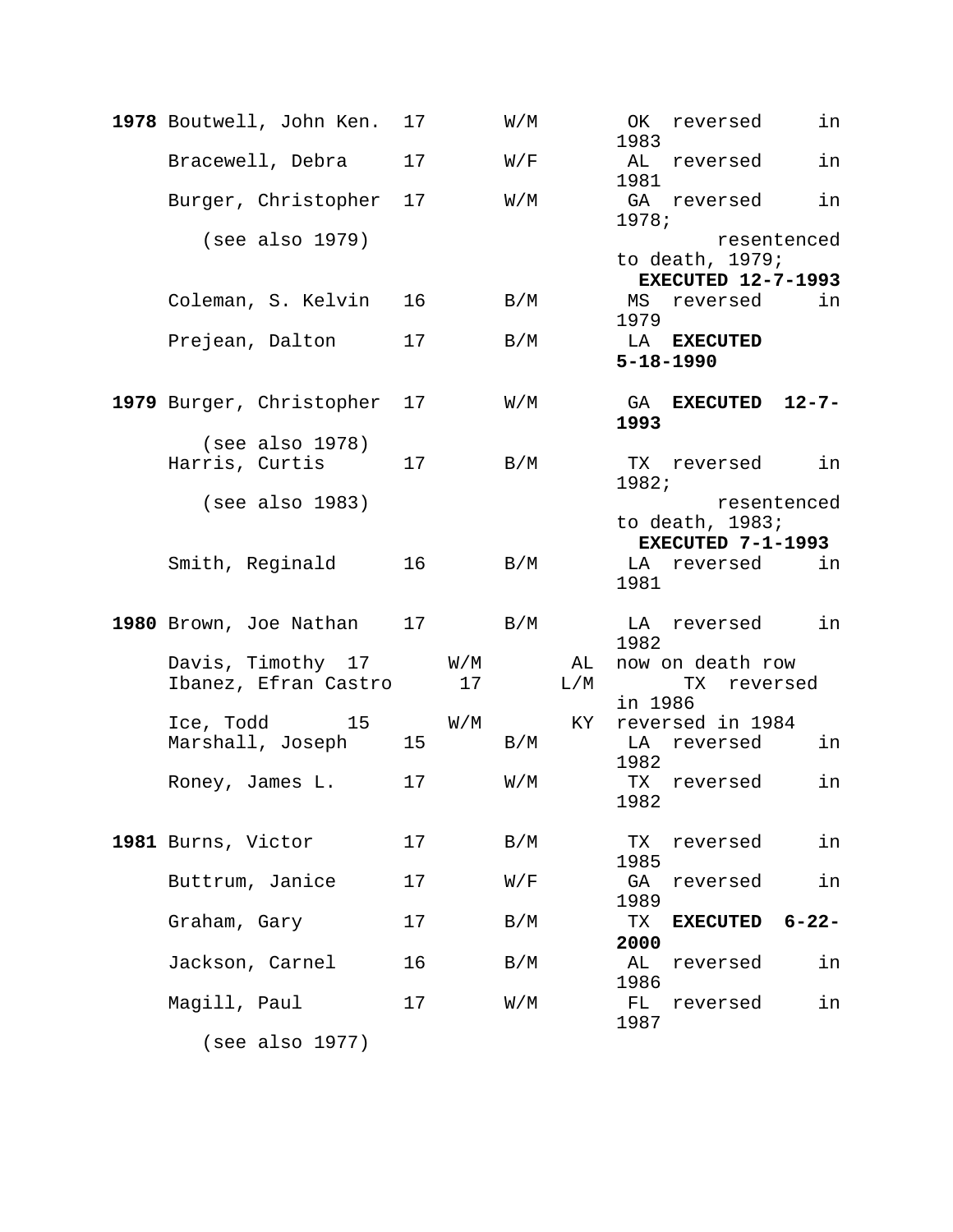| Year | Name | Age | Race/Sex | State / Outcome |
|---|---|---|---|---|
| **1978** | Boutwell, John Ken. | 17 | W/M | OK reversed in 1983 |
| | Bracewell, Debra | 17 | W/F | AL reversed in 1981 |
| | Burger, Christopher (see also 1979) | 17 | W/M | GA reversed in 1978; resentenced to death, 1979; **EXECUTED 12-7-1993** |
| | Coleman, S. Kelvin | 16 | B/M | MS reversed in 1979 |
| | Prejean, Dalton | 17 | B/M | LA **EXECUTED 5-18-1990** |
| **1979** | Burger, Christopher (see also 1978) | 17 | W/M | GA **EXECUTED 12-7-1993** |
| | Harris, Curtis (see also 1983) | 17 | B/M | TX reversed in 1982; resentenced to death, 1983; **EXECUTED 7-1-1993** |
| | Smith, Reginald | 16 | B/M | LA reversed in 1981 |
| **1980** | Brown, Joe Nathan | 17 | B/M | LA reversed in 1982 |
| | Davis, Timothy | 17 | W/M | AL now on death row |
| | Ibanez, Efran Castro | 17 | L/M | TX reversed in 1986 |
| | Ice, Todd | 15 | W/M | KY reversed in 1984 |
| | Marshall, Joseph | 15 | B/M | LA reversed in 1982 |
| | Roney, James L. | 17 | W/M | TX reversed in 1982 |
| **1981** | Burns, Victor | 17 | B/M | TX reversed in 1985 |
| | Buttrum, Janice | 17 | W/F | GA reversed in 1989 |
| | Graham, Gary | 17 | B/M | TX **EXECUTED 6-22-2000** |
| | Jackson, Carnel | 16 | B/M | AL reversed in 1986 |
| | Magill, Paul (see also 1977) | 17 | W/M | FL reversed in 1987 |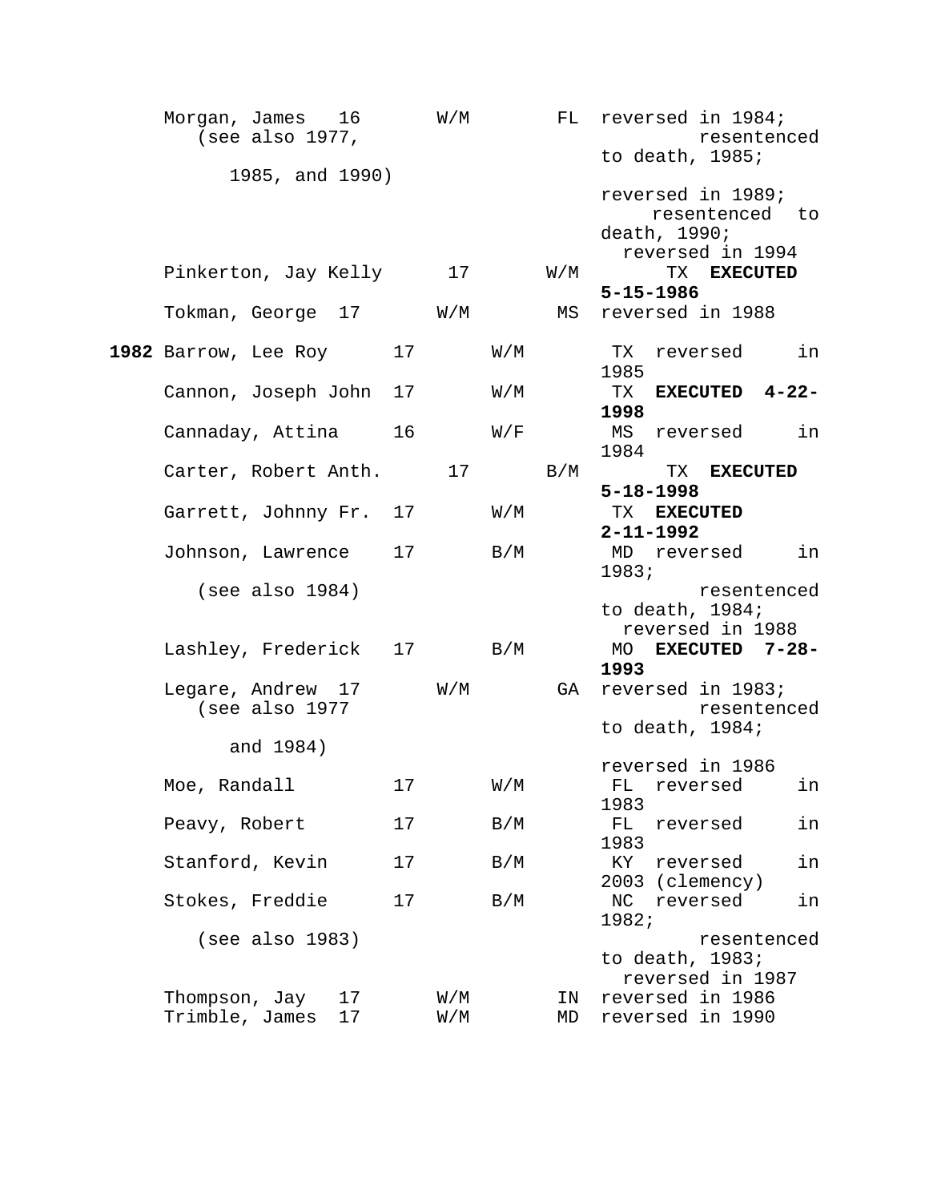| Year | Name | Age | Race/Sex | State | Outcome |
|---|---|---|---|---|---|
| | Morgan, James (see also 1977, 1985, and 1990) | 16 | W/M | FL | reversed in 1984; resentenced to death, 1985; reversed in 1989; resentenced to death, 1990; reversed in 1994 |
| | Pinkerton, Jay Kelly | 17 | W/M | TX | **EXECUTED 5-15-1986** |
| | Tokman, George | 17 | W/M | MS | reversed in 1988 |
| **1982** | Barrow, Lee Roy | 17 | W/M | TX | reversed in 1985 |
| | Cannon, Joseph John | 17 | W/M | TX | **EXECUTED 4-22-1998** |
| | Cannaday, Attina | 16 | W/F | MS | reversed in 1984 |
| | Carter, Robert Anth. | 17 | B/M | TX | **EXECUTED 5-18-1998** |
| | Garrett, Johnny Fr. | 17 | W/M | TX | **EXECUTED 2-11-1992** |
| | Johnson, Lawrence (see also 1984) | 17 | B/M | MD | reversed in 1983; resentenced to death, 1984; reversed in 1988 |
| | Lashley, Frederick | 17 | B/M | MO | **EXECUTED 7-28-1993** |
| | Legare, Andrew (see also 1977 and 1984) | 17 | W/M | GA | reversed in 1983; resentenced to death, 1984; reversed in 1986 |
| | Moe, Randall | 17 | W/M | FL | reversed in 1983 |
| | Peavy, Robert | 17 | B/M | FL | reversed in 1983 |
| | Stanford, Kevin | 17 | B/M | KY | reversed in 2003 (clemency) |
| | Stokes, Freddie (see also 1983) | 17 | B/M | NC | reversed in 1982; resentenced to death, 1983; reversed in 1987 |
| | Thompson, Jay | 17 | W/M | IN | reversed in 1986 |
| | Trimble, James | 17 | W/M | MD | reversed in 1990 |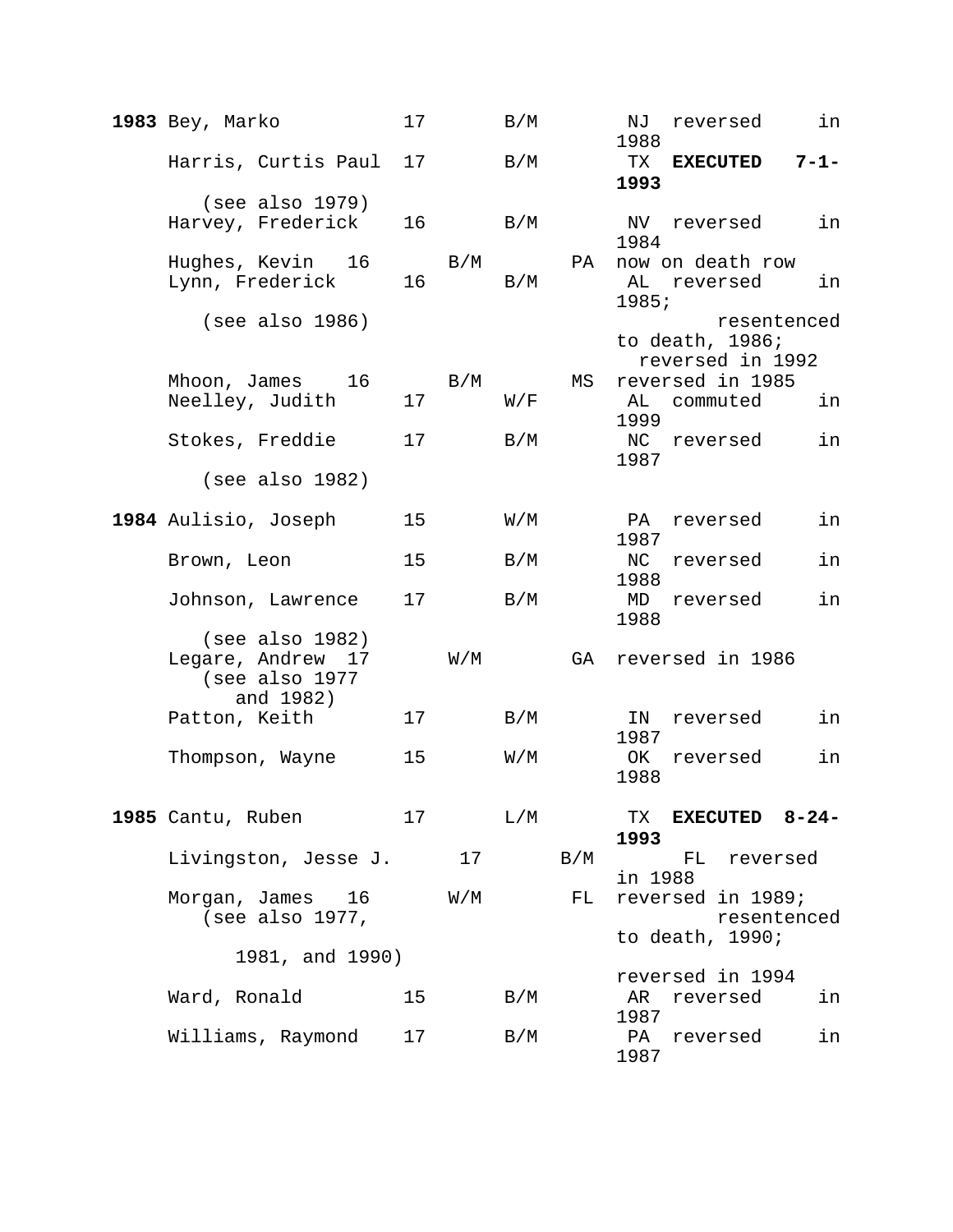| Year | Name | Age | Race/Sex | State | Status |
|---|---|---|---|---|---|
| **1983** | Bey, Marko | 17 | B/M | NJ | reversed in 1988 |
| | Harris, Curtis Paul (see also 1979) | 17 | B/M | TX | **EXECUTED 7-1-1993** |
| | Harvey, Frederick | 16 | B/M | NV | reversed in 1984 |
| | Hughes, Kevin | 16 | B/M | PA | now on death row |
| | Lynn, Frederick (see also 1986) | 16 | B/M | AL | reversed in 1985; resentenced to death, 1986; reversed in 1992 |
| | Mhoon, James | 16 | B/M | MS | reversed in 1985 |
| | Neelley, Judith | 17 | W/F | AL | commuted in 1999 |
| | Stokes, Freddie (see also 1982) | 17 | B/M | NC | reversed in 1987 |
| **1984** | Aulisio, Joseph | 15 | W/M | PA | reversed in 1987 |
| | Brown, Leon | 15 | B/M | NC | reversed in 1988 |
| | Johnson, Lawrence (see also 1982) | 17 | B/M | MD | reversed in 1988 |
| | Legare, Andrew (see also 1977 and 1982) | 17 | W/M | GA | reversed in 1986 |
| | Patton, Keith | 17 | B/M | IN | reversed in 1987 |
| | Thompson, Wayne | 15 | W/M | OK | reversed in 1988 |
| **1985** | Cantu, Ruben | 17 | L/M | TX | **EXECUTED 8-24-1993** |
| | Livingston, Jesse J. | 17 | B/M | FL | reversed in 1988 |
| | Morgan, James (see also 1977, 1981, and 1990) | 16 | W/M | FL | reversed in 1989; resentenced to death, 1990; reversed in 1994 |
| | Ward, Ronald | 15 | B/M | AR | reversed in 1987 |
| | Williams, Raymond | 17 | B/M | PA | reversed in 1987 |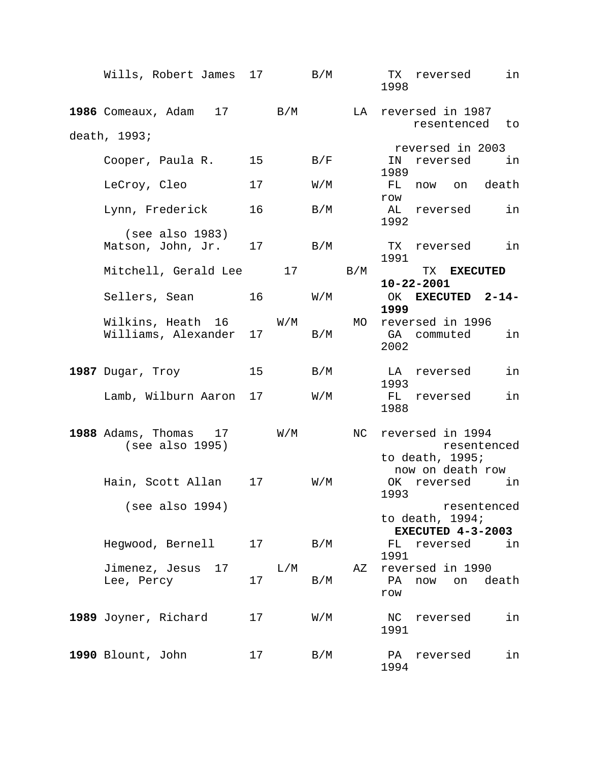| Year | Name | Age | Race/Sex | State | Status |
|---|---|---|---|---|---|
| | Wills, Robert James | 17 | B/M | TX | reversed in 1998 |
| **1986** | Comeaux, Adam | 17 | B/M | LA | reversed in 1987 resentenced to death, 1993; reversed in 2003 |
| | Cooper, Paula R. | 15 | B/F | IN | reversed in 1989 |
| | LeCroy, Cleo | 17 | W/M | FL | now on death row |
| | Lynn, Frederick (see also 1983) | 16 | B/M | AL | reversed in 1992 |
| | Matson, John, Jr. | 17 | B/M | TX | reversed in 1991 |
| | Mitchell, Gerald Lee | 17 | B/M | TX | **EXECUTED 10-22-2001** |
| | Sellers, Sean | 16 | W/M | OK | **EXECUTED 2-14-1999** |
| | Wilkins, Heath | 16 | W/M | MO | reversed in 1996 |
| | Williams, Alexander | 17 | B/M | GA | commuted in 2002 |
| **1987** | Dugar, Troy | 15 | B/M | LA | reversed in 1993 |
| | Lamb, Wilburn Aaron | 17 | W/M | FL | reversed in 1988 |
| **1988** | Adams, Thomas (see also 1995) | 17 | W/M | NC | reversed in 1994 resentenced to death, 1995; now on death row |
| | Hain, Scott Allan (see also 1994) | 17 | W/M | OK | reversed in 1993 resentenced to death, 1994; **EXECUTED 4-3-2003** |
| | Hegwood, Bernell | 17 | B/M | FL | reversed in 1991 |
| | Jimenez, Jesus | 17 | L/M | AZ | reversed in 1990 |
| | Lee, Percy | 17 | B/M | PA | now on death row |
| **1989** | Joyner, Richard | 17 | W/M | NC | reversed in 1991 |
| **1990** | Blount, John | 17 | B/M | PA | reversed in 1994 |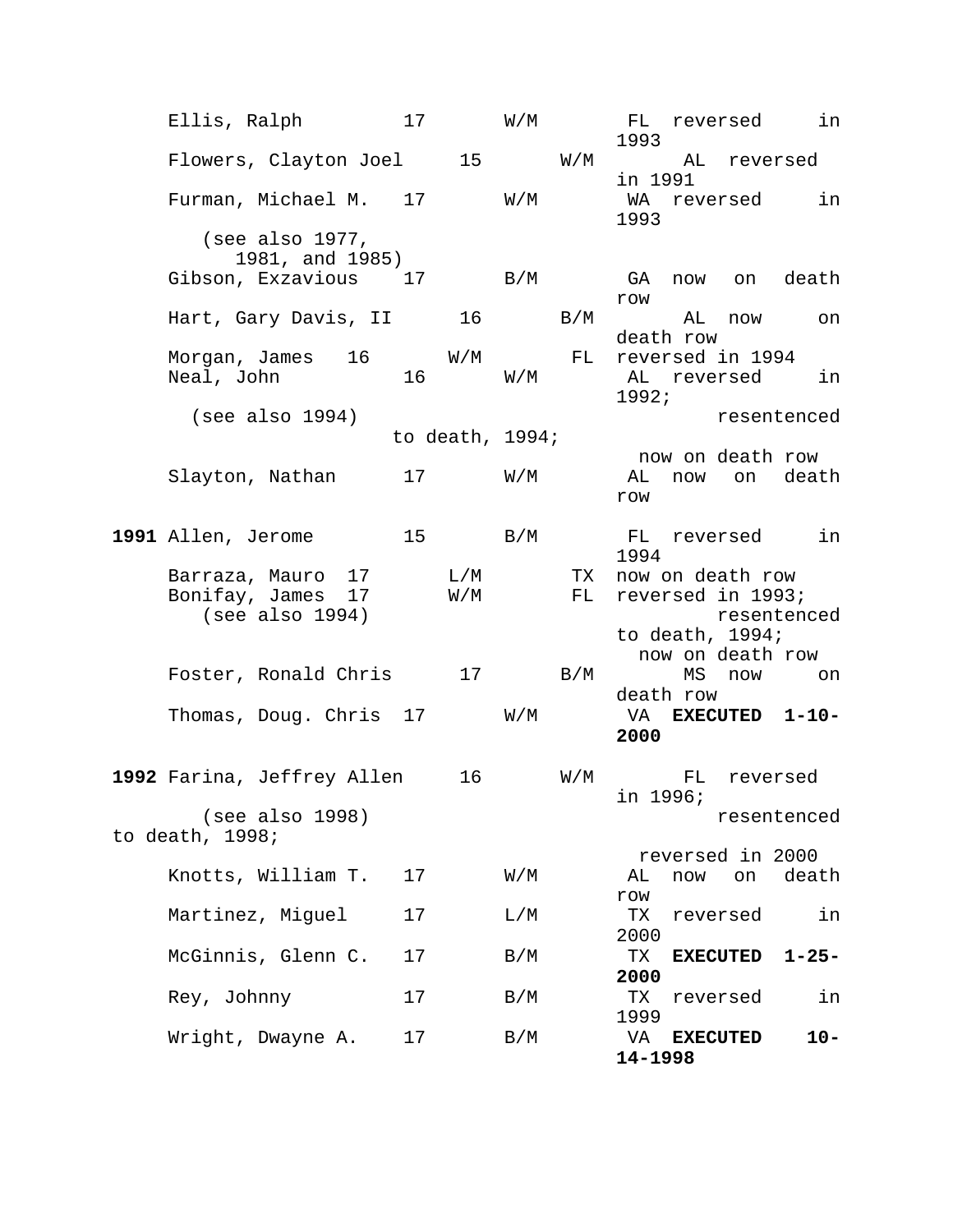| Year | Name | Age | Race/Sex | State | Status |
|---|---|---|---|---|---|
| | Ellis, Ralph | 17 | W/M | FL | reversed in 1993 |
| | Flowers, Clayton Joel | 15 | W/M | AL | reversed in 1991 |
| | Furman, Michael M. (see also 1977, 1981, and 1985) | 17 | W/M | WA | reversed in 1993 |
| | Gibson, Exzavious | 17 | B/M | GA | now on death row |
| | Hart, Gary Davis, II | 16 | B/M | AL | now on death row |
| | Morgan, James | 16 | W/M | FL | reversed in 1994 |
| | Neal, John (see also 1994) | 16 | W/M | AL | reversed in 1992; resentenced to death, 1994; now on death row |
| | Slayton, Nathan | 17 | W/M | AL | now on death row |
| **1991** | Allen, Jerome | 15 | B/M | FL | reversed in 1994 |
| | Barraza, Mauro | 17 | L/M | TX | now on death row |
| | Bonifay, James (see also 1994) | 17 | W/M | FL | reversed in 1993; resentenced to death, 1994; now on death row |
| | Foster, Ronald Chris | 17 | B/M | MS | now on death row |
| | Thomas, Doug. Chris | 17 | W/M | VA | **EXECUTED 1-10-2000** |
| **1992** | Farina, Jeffrey Allen (see also 1998) | 16 | W/M | FL | reversed in 1996; resentenced to death, 1998; reversed in 2000 |
| | Knotts, William T. | 17 | W/M | AL | now on death row |
| | Martinez, Miguel | 17 | L/M | TX | reversed in 2000 |
| | McGinnis, Glenn C. | 17 | B/M | TX | **EXECUTED 1-25-2000** |
| | Rey, Johnny | 17 | B/M | TX | reversed in 1999 |
| | Wright, Dwayne A. | 17 | B/M | VA | **EXECUTED 10-14-1998** |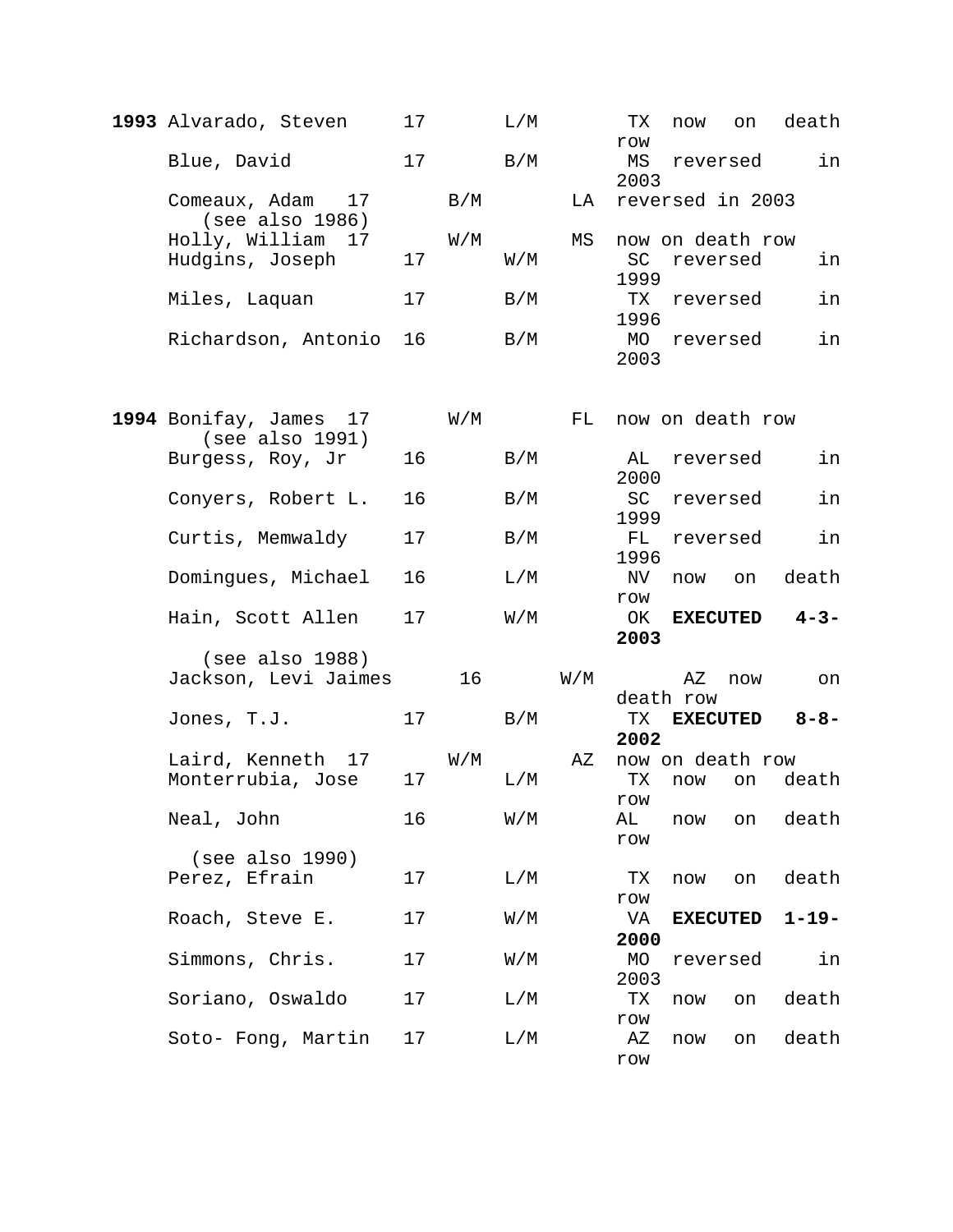| Year | Name | Age | Race/Sex | State | Status |
|---|---|---|---|---|---|
| **1993** | Alvarado, Steven | 17 | L/M | TX | now on death row |
| | Blue, David | 17 | B/M | MS | reversed in 2003 |
| | Comeaux, Adam (see also 1986) | 17 | B/M | LA | reversed in 2003 |
| | Holly, William | 17 | W/M | MS | now on death row |
| | Hudgins, Joseph | 17 | W/M | SC | reversed in 1999 |
| | Miles, Laquan | 17 | B/M | TX | reversed in 1996 |
| | Richardson, Antonio | 16 | B/M | MO | reversed in 2003 |
| **1994** | Bonifay, James (see also 1991) | 17 | W/M | FL | now on death row |
| | Burgess, Roy, Jr | 16 | B/M | AL | reversed in 2000 |
| | Conyers, Robert L. | 16 | B/M | SC | reversed in 1999 |
| | Curtis, Memwaldy | 17 | B/M | FL | reversed in 1996 |
| | Domingues, Michael | 16 | L/M | NV | now on death row |
| | Hain, Scott Allen (see also 1988) | 17 | W/M | OK | **EXECUTED 4-3-2003** |
| | Jackson, Levi Jaimes | 16 | W/M | AZ | now on death row |
| | Jones, T.J. | 17 | B/M | TX | **EXECUTED 8-8-2002** |
| | Laird, Kenneth | 17 | W/M | AZ | now on death row |
| | Monterrubia, Jose | 17 | L/M | TX | now on death row |
| | Neal, John (see also 1990) | 16 | W/M | AL | now on death row |
| | Perez, Efrain | 17 | L/M | TX | now on death row |
| | Roach, Steve E. | 17 | W/M | VA | **EXECUTED 1-19-2000** |
| | Simmons, Chris. | 17 | W/M | MO | reversed in 2003 |
| | Soriano, Oswaldo | 17 | L/M | TX | now on death row |
| | Soto- Fong, Martin | 17 | L/M | AZ | now on death row |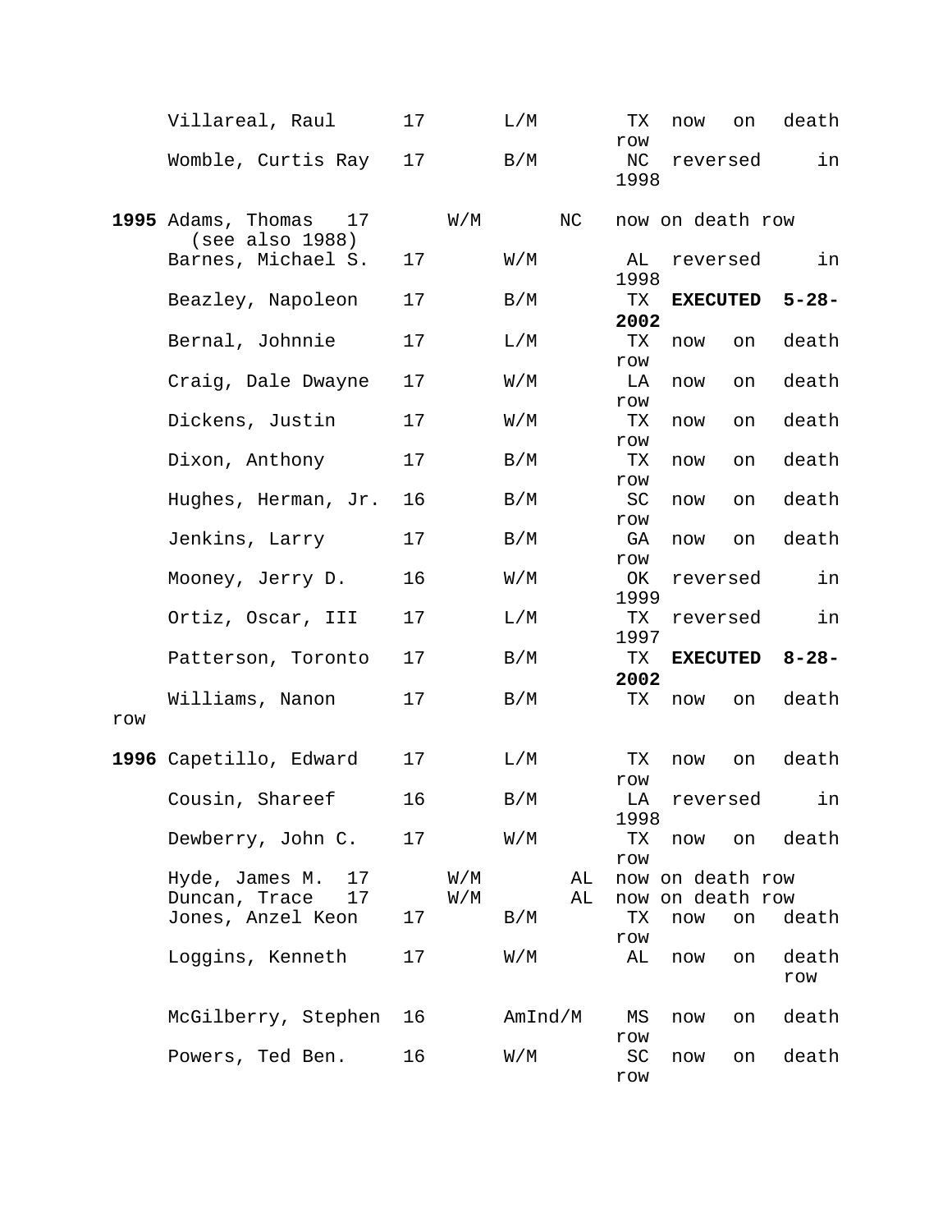| Year | Name | Age | Race/Sex | State | Status |
|---|---|---|---|---|---|
| | Villareal, Raul | 17 | L/M | TX | now on death row |
| | Womble, Curtis Ray | 17 | B/M | NC | reversed in 1998 |
| **1995** | Adams, Thomas (see also 1988) | 17 | W/M | NC | now on death row |
| | Barnes, Michael S. | 17 | W/M | AL | reversed in 1998 |
| | Beazley, Napoleon | 17 | B/M | TX | **EXECUTED 5-28-2002** |
| | Bernal, Johnnie | 17 | L/M | TX | now on death row |
| | Craig, Dale Dwayne | 17 | W/M | LA | now on death row |
| | Dickens, Justin | 17 | W/M | TX | now on death row |
| | Dixon, Anthony | 17 | B/M | TX | now on death row |
| | Hughes, Herman, Jr. | 16 | B/M | SC | now on death row |
| | Jenkins, Larry | 17 | B/M | GA | now on death row |
| | Mooney, Jerry D. | 16 | W/M | OK | reversed in 1999 |
| | Ortiz, Oscar, III | 17 | L/M | TX | reversed in 1997 |
| | Patterson, Toronto | 17 | B/M | TX | **EXECUTED 8-28-2002** |
| | Williams, Nanon | 17 | B/M | TX | now on death row |
| **1996** | Capetillo, Edward | 17 | L/M | TX | now on death row |
| | Cousin, Shareef | 16 | B/M | LA | reversed in 1998 |
| | Dewberry, John C. | 17 | W/M | TX | now on death row |
| | Hyde, James M. | 17 | W/M | AL | now on death row |
| | Duncan, Trace | 17 | W/M | AL | now on death row |
| | Jones, Anzel Keon | 17 | B/M | TX | now on death row |
| | Loggins, Kenneth | 17 | W/M | AL | now on death row |
| | McGilberry, Stephen | 16 | AmInd/M | MS | now on death row |
| | Powers, Ted Ben. | 16 | W/M | SC | now on death row |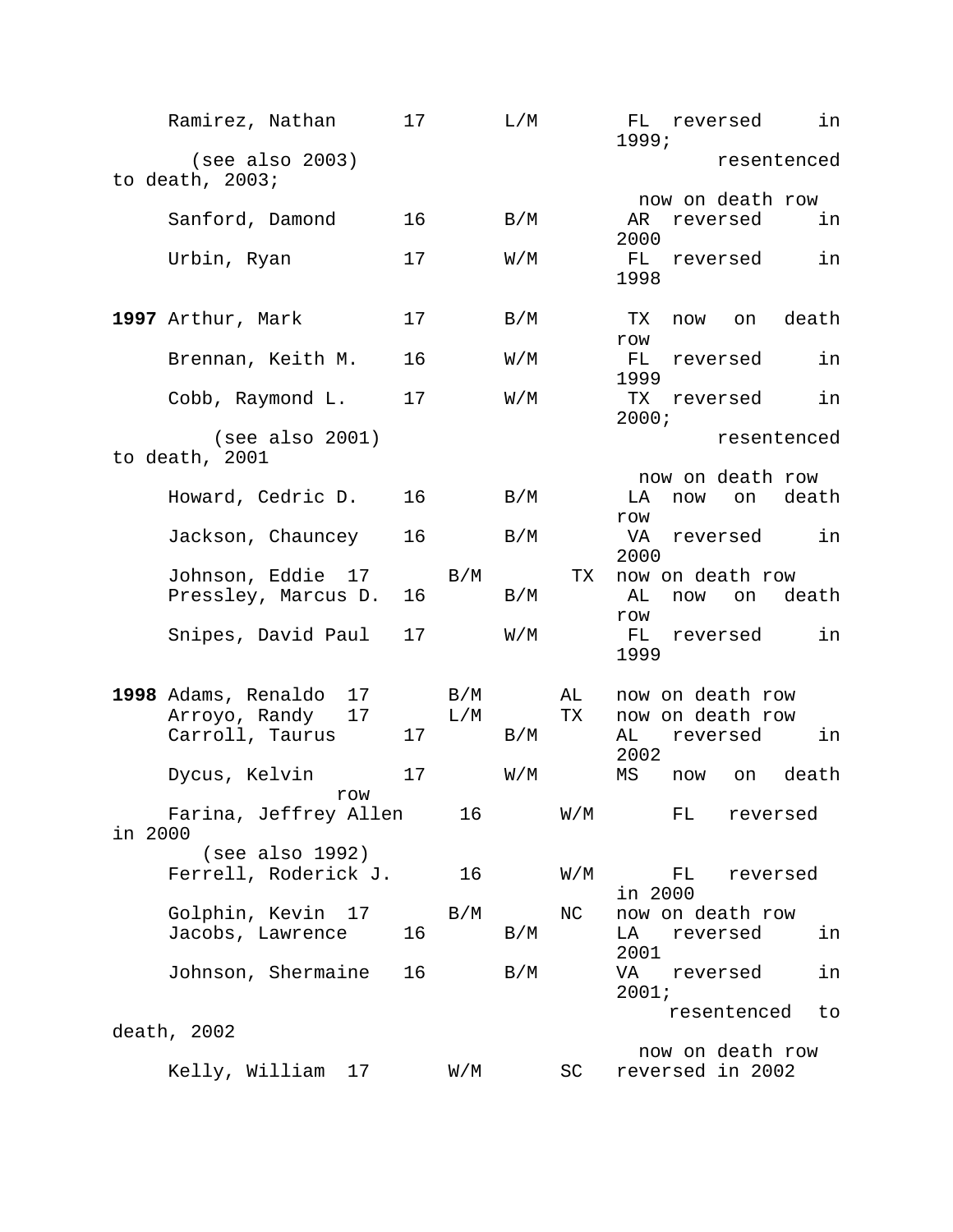| Year | Name | Age | Race/Sex | State | Status |
|---|---|---|---|---|---|
| | Ramirez, Nathan (see also 2003) | 17 | L/M | FL | reversed in 1999; resentenced to death, 2003; now on death row |
| | Sanford, Damond | 16 | B/M | AR | reversed in 2000 |
| | Urbin, Ryan | 17 | W/M | FL | reversed in 1998 |
| **1997** | Arthur, Mark | 17 | B/M | TX | now on death row |
| | Brennan, Keith M. | 16 | W/M | FL | reversed in 1999 |
| | Cobb, Raymond L. (see also 2001) | 17 | W/M | TX | reversed in 2000; resentenced to death, 2001 now on death row |
| | Howard, Cedric D. | 16 | B/M | LA | now on death row |
| | Jackson, Chauncey | 16 | B/M | VA | reversed in 2000 |
| | Johnson, Eddie | 17 | B/M | TX | now on death row |
| | Pressley, Marcus D. | 16 | B/M | AL | now on death row |
| | Snipes, David Paul | 17 | W/M | FL | reversed in 1999 |
| **1998** | Adams, Renaldo | 17 | B/M | AL | now on death row |
| | Arroyo, Randy | 17 | L/M | TX | now on death row |
| | Carroll, Taurus | 17 | B/M | AL | reversed in 2002 |
| | Dycus, Kelvin | 17 | W/M | MS | now on death row |
| | Farina, Jeffrey Allen (see also 1992) | 16 | W/M | FL | reversed in 2000 |
| | Ferrell, Roderick J. | 16 | W/M | FL | reversed in 2000 |
| | Golphin, Kevin | 17 | B/M | NC | now on death row |
| | Jacobs, Lawrence | 16 | B/M | LA | reversed in 2001 |
| | Johnson, Shermaine | 16 | B/M | VA | reversed in 2001; resentenced to death, 2002 now on death row |
| | Kelly, William | 17 | W/M | SC | reversed in 2002 |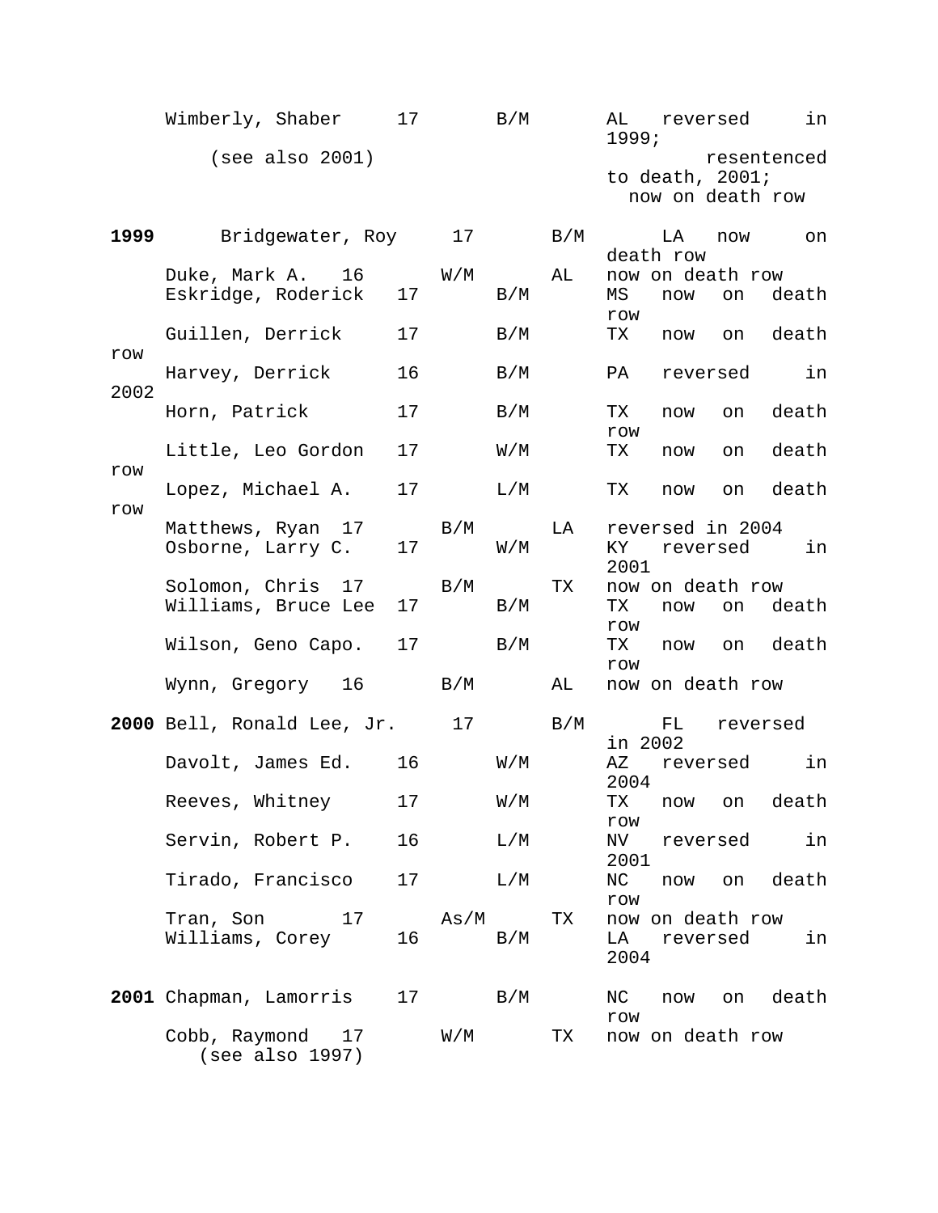| Year | Name | Age | Race/Sex | State | Status |
|---|---|---|---|---|---|
| | Wimberly, Shaber (see also 2001) | 17 | B/M | AL | reversed in 1999; resentenced to death, 2001; now on death row |
| **1999** | Bridgewater, Roy | 17 | B/M | LA | now on death row |
| | Duke, Mark A. | 16 | W/M | AL | now on death row |
| | Eskridge, Roderick | 17 | B/M | MS | now on death row |
| | Guillen, Derrick | 17 | B/M | TX | now on death row |
| | Harvey, Derrick | 16 | B/M | PA | reversed in 2002 |
| | Horn, Patrick | 17 | B/M | TX | now on death row |
| | Little, Leo Gordon | 17 | W/M | TX | now on death row |
| | Lopez, Michael A. | 17 | L/M | TX | now on death row |
| | Matthews, Ryan | 17 | B/M | LA | reversed in 2004 |
| | Osborne, Larry C. | 17 | W/M | KY | reversed in 2001 |
| | Solomon, Chris | 17 | B/M | TX | now on death row |
| | Williams, Bruce Lee | 17 | B/M | TX | now on death row |
| | Wilson, Geno Capo. | 17 | B/M | TX | now on death row |
| | Wynn, Gregory | 16 | B/M | AL | now on death row |
| **2000** | Bell, Ronald Lee, Jr. | 17 | B/M | FL | reversed in 2002 |
| | Davolt, James Ed. | 16 | W/M | AZ | reversed in 2004 |
| | Reeves, Whitney | 17 | W/M | TX | now on death row |
| | Servin, Robert P. | 16 | L/M | NV | reversed in 2001 |
| | Tirado, Francisco | 17 | L/M | NC | now on death row |
| | Tran, Son | 17 | As/M | TX | now on death row |
| | Williams, Corey | 16 | B/M | LA | reversed in 2004 |
| **2001** | Chapman, Lamorris | 17 | B/M | NC | now on death row |
| | Cobb, Raymond (see also 1997) | 17 | W/M | TX | now on death row |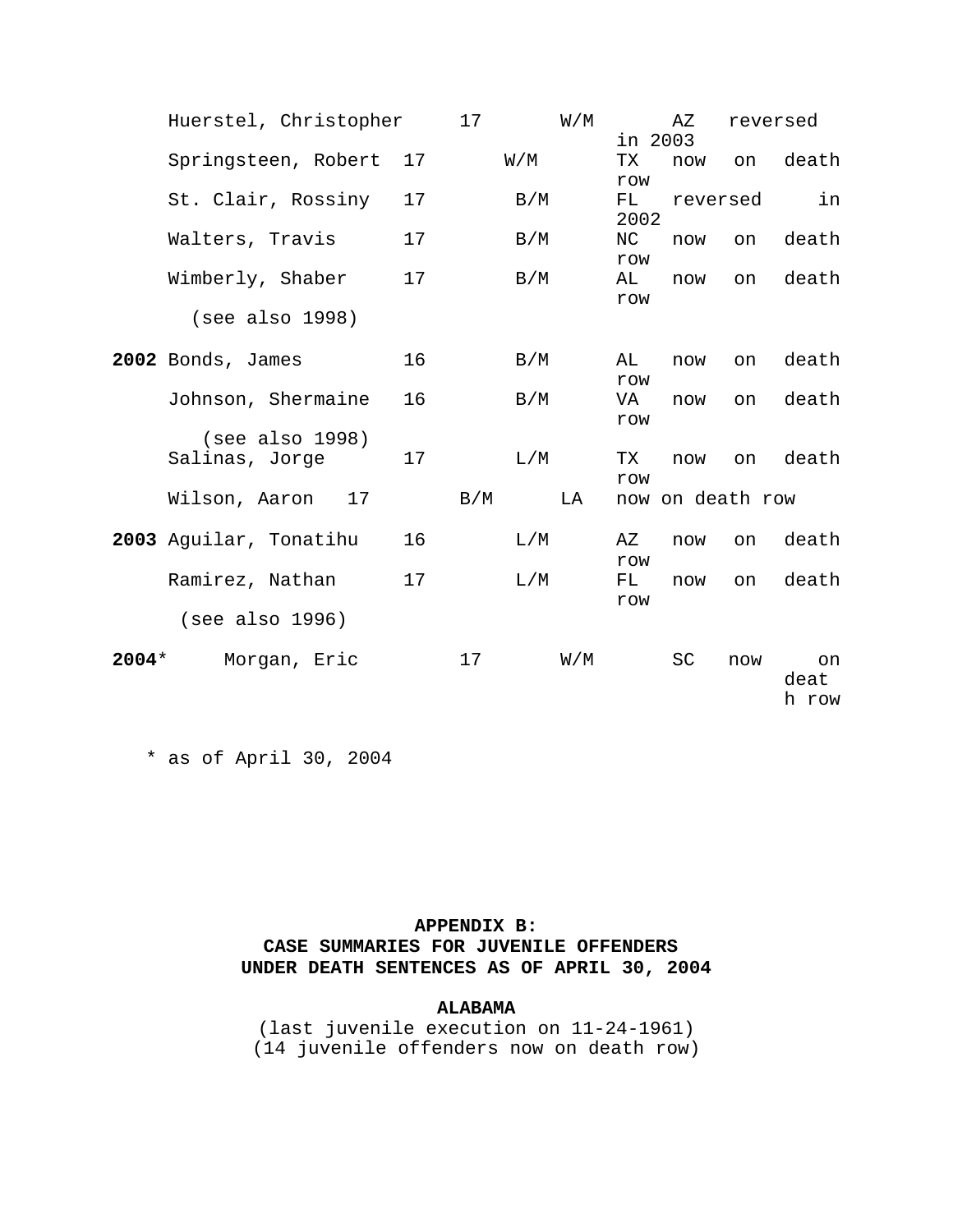| Year | Name | Age | Race/Sex | State | Status |
|---|---|---|---|---|---|
| | Huerstel, Christopher | 17 | W/M | AZ | reversed in 2003 |
| | Springsteen, Robert | 17 | W/M | TX | now on death row |
| | St. Clair, Rossiny | 17 | B/M | FL | reversed in 2002 |
| | Walters, Travis | 17 | B/M | NC | now on death row |
| | Wimberly, Shaber | 17 | B/M | AL | now on death row |
| | (see also 1998) | | | | |
| **2002** | Bonds, James | 16 | B/M | AL | now on death row |
| | Johnson, Shermaine | 16 | B/M | VA | now on death row |
| | (see also 1998) | | | | |
| | Salinas, Jorge | 17 | L/M | TX | now on death row |
| | Wilson, Aaron | 17 | B/M | LA | now on death row |
| **2003** | Aguilar, Tonatihu | 16 | L/M | AZ | now on death row |
| | Ramirez, Nathan | 17 | L/M | FL | now on death row |
| | (see also 1996) | | | | |
| **2004*** | Morgan, Eric | 17 | W/M | SC | now on death row |

\* as of April 30, 2004

## APPENDIX B: CASE SUMMARIES FOR JUVENILE OFFENDERS UNDER DEATH SENTENCES AS OF APRIL 30, 2004

### ALABAMA

(last juvenile execution on 11-24-1961)
(14 juvenile offenders now on death row)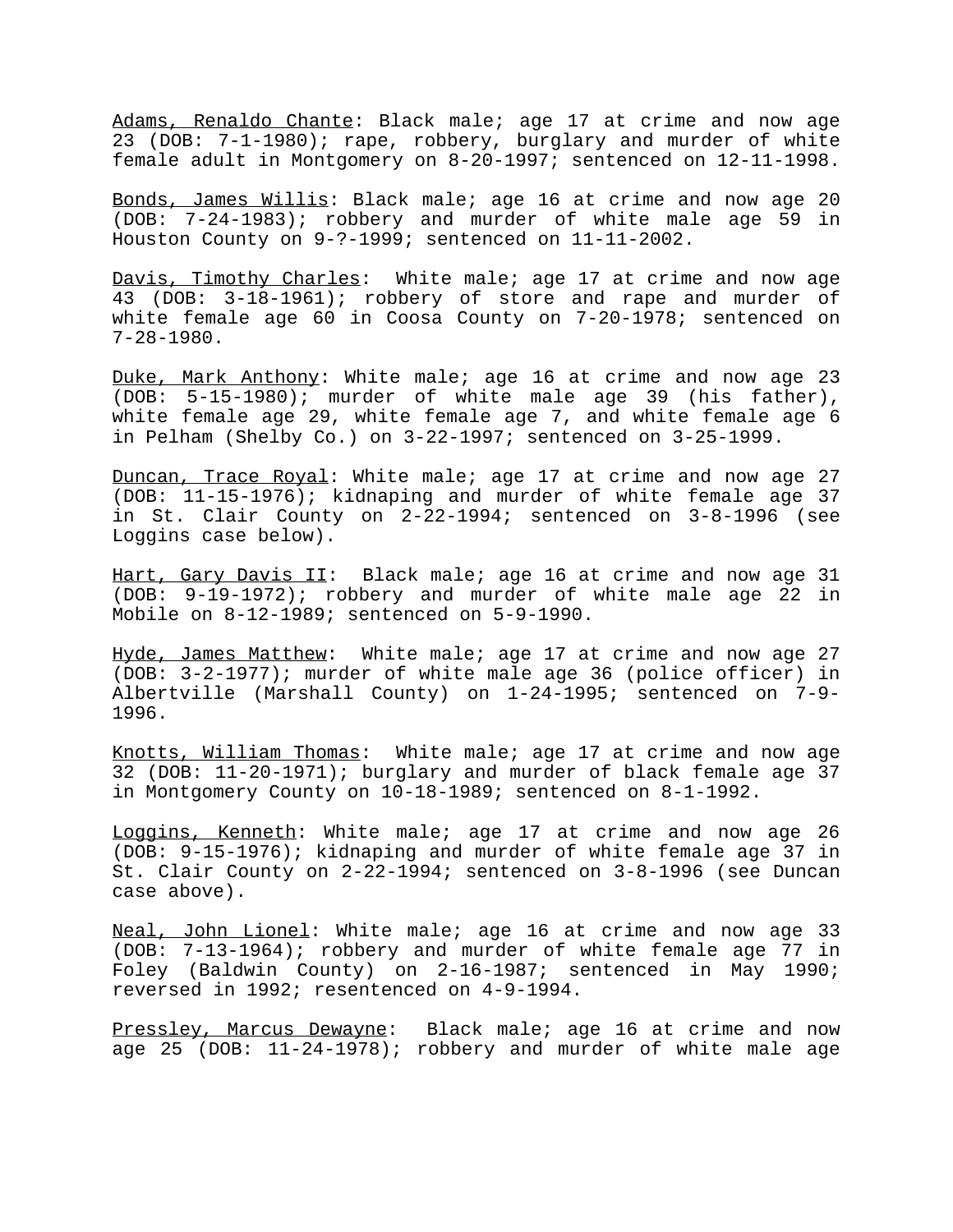<u>Adams, Renaldo Chante</u>: Black male; age 17 at crime and now age 23 (DOB: 7-1-1980); rape, robbery, burglary and murder of white female adult in Montgomery on 8-20-1997; sentenced on 12-11-1998.

<u>Bonds, James Willis</u>: Black male; age 16 at crime and now age 20 (DOB: 7-24-1983); robbery and murder of white male age 59 in Houston County on 9-?-1999; sentenced on 11-11-2002.

<u>Davis, Timothy Charles</u>: White male; age 17 at crime and now age 43 (DOB: 3-18-1961); robbery of store and rape and murder of white female age 60 in Coosa County on 7-20-1978; sentenced on 7-28-1980.

<u>Duke, Mark Anthony</u>: White male; age 16 at crime and now age 23 (DOB: 5-15-1980); murder of white male age 39 (his father), white female age 29, white female age 7, and white female age 6 in Pelham (Shelby Co.) on 3-22-1997; sentenced on 3-25-1999.

<u>Duncan, Trace Royal</u>: White male; age 17 at crime and now age 27 (DOB: 11-15-1976); kidnaping and murder of white female age 37 in St. Clair County on 2-22-1994; sentenced on 3-8-1996 (see Loggins case below).

<u>Hart, Gary Davis II</u>: Black male; age 16 at crime and now age 31 (DOB: 9-19-1972); robbery and murder of white male age 22 in Mobile on 8-12-1989; sentenced on 5-9-1990.

<u>Hyde, James Matthew</u>: White male; age 17 at crime and now age 27 (DOB: 3-2-1977); murder of white male age 36 (police officer) in Albertville (Marshall County) on 1-24-1995; sentenced on 7-9-1996.

<u>Knotts, William Thomas</u>: White male; age 17 at crime and now age 32 (DOB: 11-20-1971); burglary and murder of black female age 37 in Montgomery County on 10-18-1989; sentenced on 8-1-1992.

<u>Loggins, Kenneth</u>: White male; age 17 at crime and now age 26 (DOB: 9-15-1976); kidnaping and murder of white female age 37 in St. Clair County on 2-22-1994; sentenced on 3-8-1996 (see Duncan case above).

<u>Neal, John Lionel</u>: White male; age 16 at crime and now age 33 (DOB: 7-13-1964); robbery and murder of white female age 77 in Foley (Baldwin County) on 2-16-1987; sentenced in May 1990; reversed in 1992; resentenced on 4-9-1994.

<u>Pressley, Marcus Dewayne</u>: Black male; age 16 at crime and now age 25 (DOB: 11-24-1978); robbery and murder of white male age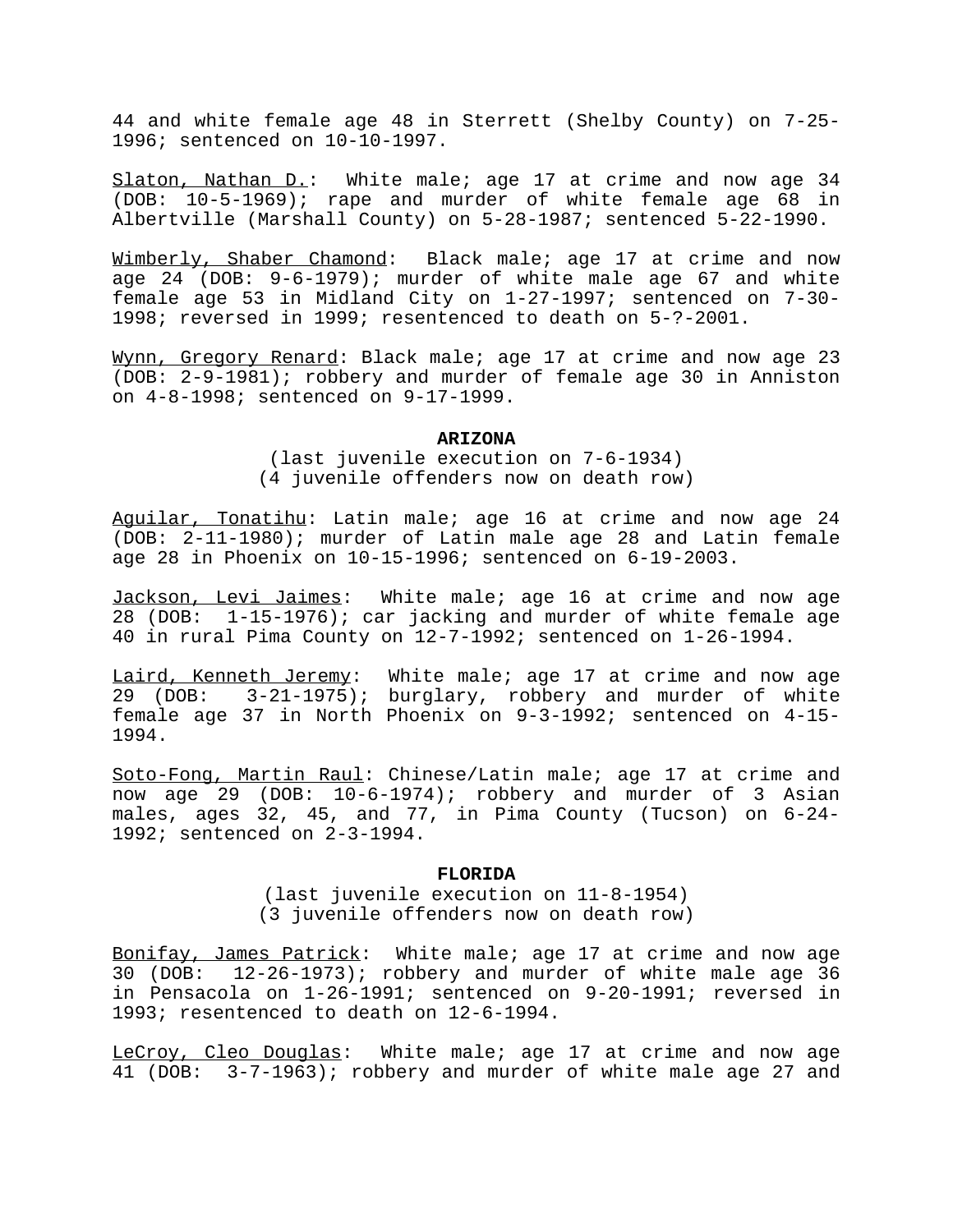44 and white female age 48 in Sterrett (Shelby County) on 7-25-1996; sentenced on 10-10-1997.

Slaton, Nathan D.: White male; age 17 at crime and now age 34 (DOB: 10-5-1969); rape and murder of white female age 68 in Albertville (Marshall County) on 5-28-1987; sentenced 5-22-1990.

Wimberly, Shaber Chamond: Black male; age 17 at crime and now age 24 (DOB: 9-6-1979); murder of white male age 67 and white female age 53 in Midland City on 1-27-1997; sentenced on 7-30-1998; reversed in 1999; resentenced to death on 5-?-2001.

Wynn, Gregory Renard: Black male; age 17 at crime and now age 23 (DOB: 2-9-1981); robbery and murder of female age 30 in Anniston on 4-8-1998; sentenced on 9-17-1999.

## ARIZONA

(last juvenile execution on 7-6-1934)
(4 juvenile offenders now on death row)

Aguilar, Tonatihu: Latin male; age 16 at crime and now age 24 (DOB: 2-11-1980); murder of Latin male age 28 and Latin female age 28 in Phoenix on 10-15-1996; sentenced on 6-19-2003.

Jackson, Levi Jaimes: White male; age 16 at crime and now age 28 (DOB: 1-15-1976); car jacking and murder of white female age 40 in rural Pima County on 12-7-1992; sentenced on 1-26-1994.

Laird, Kenneth Jeremy: White male; age 17 at crime and now age 29 (DOB: 3-21-1975); burglary, robbery and murder of white female age 37 in North Phoenix on 9-3-1992; sentenced on 4-15-1994.

Soto-Fong, Martin Raul: Chinese/Latin male; age 17 at crime and now age 29 (DOB: 10-6-1974); robbery and murder of 3 Asian males, ages 32, 45, and 77, in Pima County (Tucson) on 6-24-1992; sentenced on 2-3-1994.

## FLORIDA

(last juvenile execution on 11-8-1954)
(3 juvenile offenders now on death row)

Bonifay, James Patrick: White male; age 17 at crime and now age 30 (DOB: 12-26-1973); robbery and murder of white male age 36 in Pensacola on 1-26-1991; sentenced on 9-20-1991; reversed in 1993; resentenced to death on 12-6-1994.

LeCroy, Cleo Douglas: White male; age 17 at crime and now age 41 (DOB: 3-7-1963); robbery and murder of white male age 27 and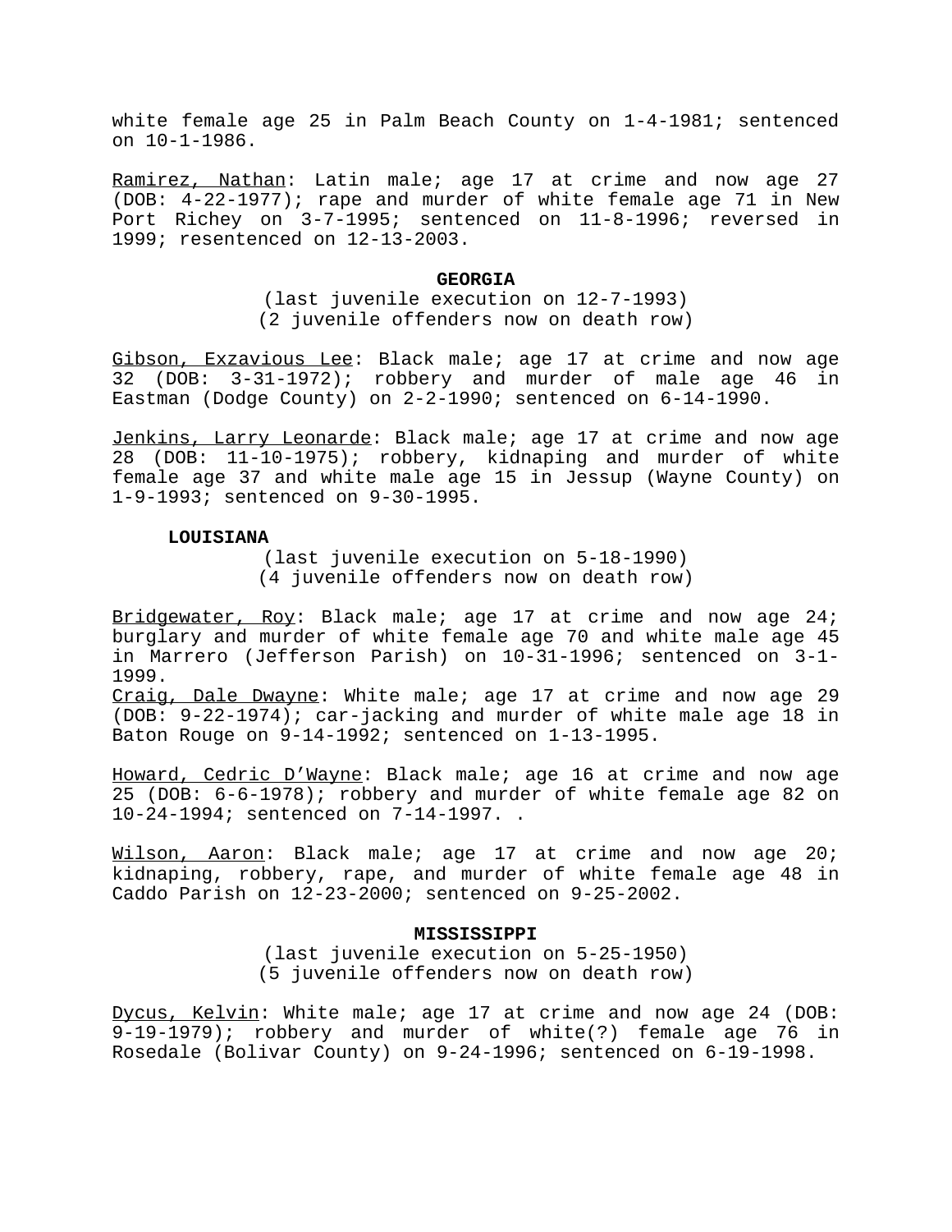white female age 25 in Palm Beach County on 1-4-1981; sentenced on 10-1-1986.

<u>Ramirez, Nathan</u>: Latin male; age 17 at crime and now age 27 (DOB: 4-22-1977); rape and murder of white female age 71 in New Port Richey on 3-7-1995; sentenced on 11-8-1996; reversed in 1999; resentenced on 12-13-2003.

**GEORGIA**

(last juvenile execution on 12-7-1993)
(2 juvenile offenders now on death row)

<u>Gibson, Exzavious Lee</u>: Black male; age 17 at crime and now age 32 (DOB: 3-31-1972); robbery and murder of male age 46 in Eastman (Dodge County) on 2-2-1990; sentenced on 6-14-1990.

<u>Jenkins, Larry Leonarde</u>: Black male; age 17 at crime and now age 28 (DOB: 11-10-1975); robbery, kidnaping and murder of white female age 37 and white male age 15 in Jessup (Wayne County) on 1-9-1993; sentenced on 9-30-1995.

**LOUISIANA**

(last juvenile execution on 5-18-1990)
(4 juvenile offenders now on death row)

<u>Bridgewater, Roy</u>: Black male; age 17 at crime and now age 24; burglary and murder of white female age 70 and white male age 45 in Marrero (Jefferson Parish) on 10-31-1996; sentenced on 3-1-1999.

<u>Craig, Dale Dwayne</u>: White male; age 17 at crime and now age 29 (DOB: 9-22-1974); car-jacking and murder of white male age 18 in Baton Rouge on 9-14-1992; sentenced on 1-13-1995.

<u>Howard, Cedric D'Wayne</u>: Black male; age 16 at crime and now age 25 (DOB: 6-6-1978); robbery and murder of white female age 82 on 10-24-1994; sentenced on 7-14-1997. .

<u>Wilson, Aaron</u>: Black male; age 17 at crime and now age 20; kidnaping, robbery, rape, and murder of white female age 48 in Caddo Parish on 12-23-2000; sentenced on 9-25-2002.

**MISSISSIPPI**

(last juvenile execution on 5-25-1950)
(5 juvenile offenders now on death row)

<u>Dycus, Kelvin</u>: White male; age 17 at crime and now age 24 (DOB: 9-19-1979); robbery and murder of white(?) female age 76 in Rosedale (Bolivar County) on 9-24-1996; sentenced on 6-19-1998.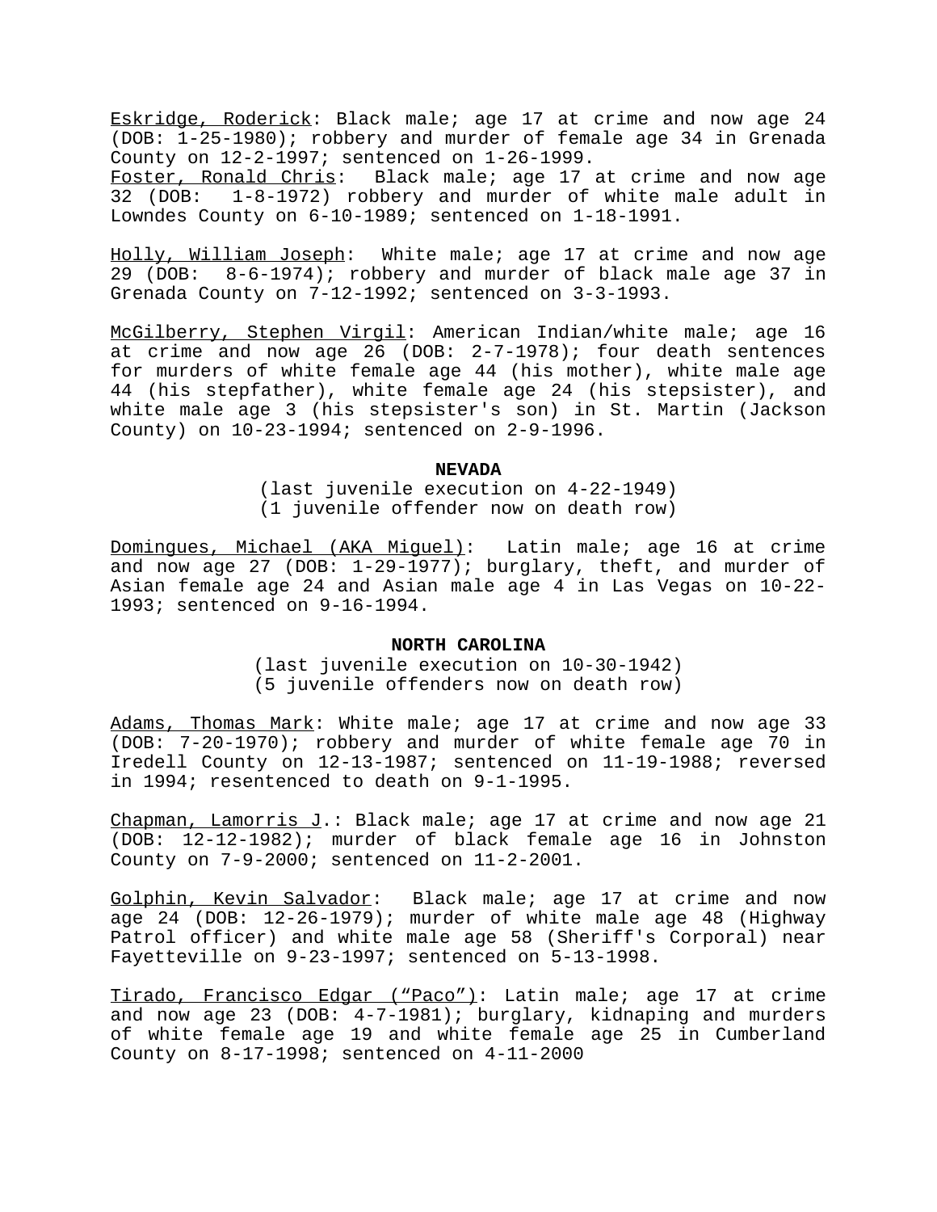Eskridge, Roderick: Black male; age 17 at crime and now age 24 (DOB: 1-25-1980); robbery and murder of female age 34 in Grenada County on 12-2-1997; sentenced on 1-26-1999.

Foster, Ronald Chris: Black male; age 17 at crime and now age 32 (DOB: 1-8-1972) robbery and murder of white male adult in Lowndes County on 6-10-1989; sentenced on 1-18-1991.

Holly, William Joseph: White male; age 17 at crime and now age 29 (DOB: 8-6-1974); robbery and murder of black male age 37 in Grenada County on 7-12-1992; sentenced on 3-3-1993.

McGilberry, Stephen Virgil: American Indian/white male; age 16 at crime and now age 26 (DOB: 2-7-1978); four death sentences for murders of white female age 44 (his mother), white male age 44 (his stepfather), white female age 24 (his stepsister), and white male age 3 (his stepsister's son) in St. Martin (Jackson County) on 10-23-1994; sentenced on 2-9-1996.

**NEVADA**

(last juvenile execution on 4-22-1949)
(1 juvenile offender now on death row)

Domingues, Michael (AKA Miguel): Latin male; age 16 at crime and now age 27 (DOB: 1-29-1977); burglary, theft, and murder of Asian female age 24 and Asian male age 4 in Las Vegas on 10-22-1993; sentenced on 9-16-1994.

**NORTH CAROLINA**

(last juvenile execution on 10-30-1942)
(5 juvenile offenders now on death row)

Adams, Thomas Mark: White male; age 17 at crime and now age 33 (DOB: 7-20-1970); robbery and murder of white female age 70 in Iredell County on 12-13-1987; sentenced on 11-19-1988; reversed in 1994; resentenced to death on 9-1-1995.

Chapman, Lamorris J.: Black male; age 17 at crime and now age 21 (DOB: 12-12-1982); murder of black female age 16 in Johnston County on 7-9-2000; sentenced on 11-2-2001.

Golphin, Kevin Salvador: Black male; age 17 at crime and now age 24 (DOB: 12-26-1979); murder of white male age 48 (Highway Patrol officer) and white male age 58 (Sheriff's Corporal) near Fayetteville on 9-23-1997; sentenced on 5-13-1998.

Tirado, Francisco Edgar (“Paco”): Latin male; age 17 at crime and now age 23 (DOB: 4-7-1981); burglary, kidnaping and murders of white female age 19 and white female age 25 in Cumberland County on 8-17-1998; sentenced on 4-11-2000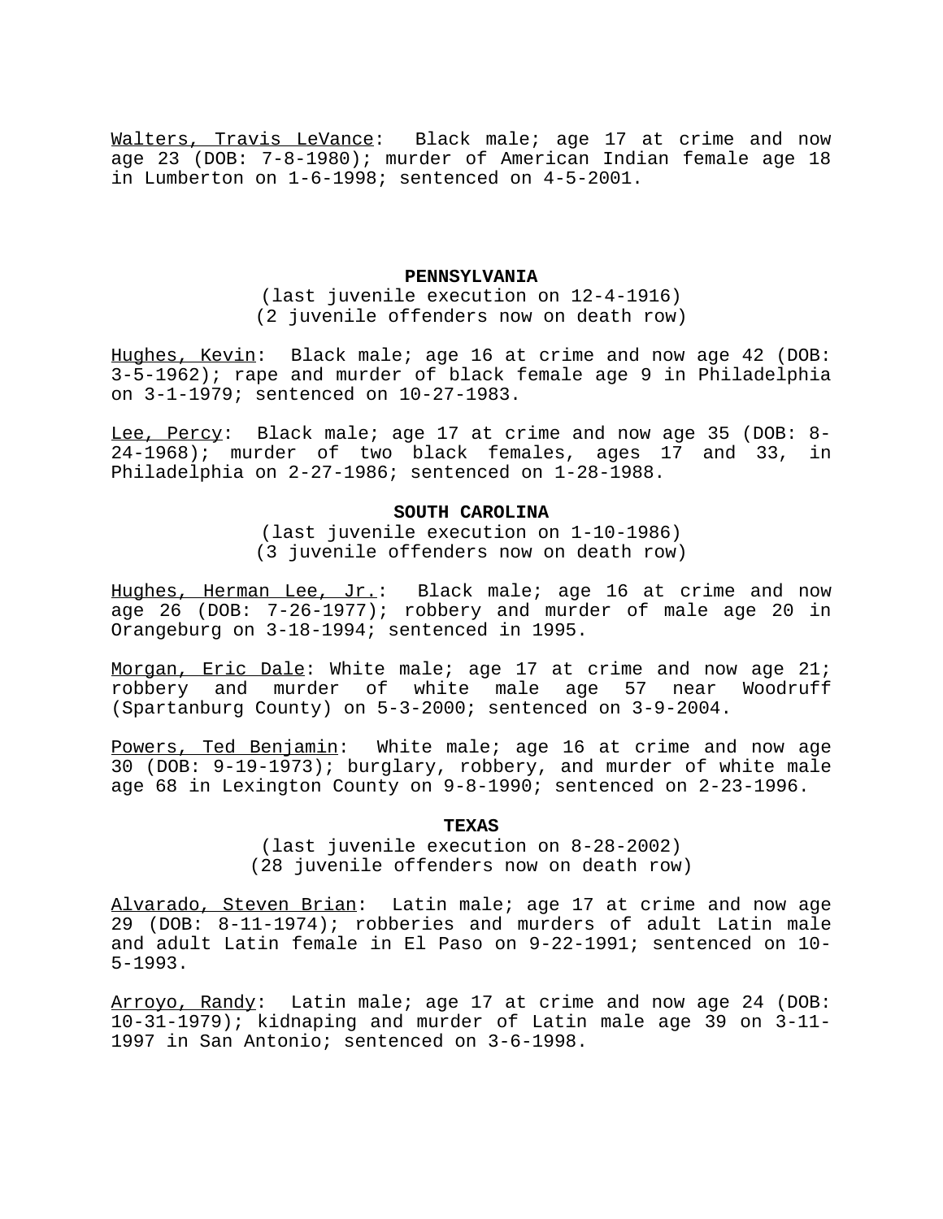Walters, Travis LeVance: Black male; age 17 at crime and now age 23 (DOB: 7-8-1980); murder of American Indian female age 18 in Lumberton on 1-6-1998; sentenced on 4-5-2001.

## PENNSYLVANIA

(last juvenile execution on 12-4-1916)
(2 juvenile offenders now on death row)

Hughes, Kevin: Black male; age 16 at crime and now age 42 (DOB: 3-5-1962); rape and murder of black female age 9 in Philadelphia on 3-1-1979; sentenced on 10-27-1983.

Lee, Percy: Black male; age 17 at crime and now age 35 (DOB: 8-24-1968); murder of two black females, ages 17 and 33, in Philadelphia on 2-27-1986; sentenced on 1-28-1988.

## SOUTH CAROLINA

(last juvenile execution on 1-10-1986)
(3 juvenile offenders now on death row)

Hughes, Herman Lee, Jr.: Black male; age 16 at crime and now age 26 (DOB: 7-26-1977); robbery and murder of male age 20 in Orangeburg on 3-18-1994; sentenced in 1995.

Morgan, Eric Dale: White male; age 17 at crime and now age 21; robbery and murder of white male age 57 near Woodruff (Spartanburg County) on 5-3-2000; sentenced on 3-9-2004.

Powers, Ted Benjamin: White male; age 16 at crime and now age 30 (DOB: 9-19-1973); burglary, robbery, and murder of white male age 68 in Lexington County on 9-8-1990; sentenced on 2-23-1996.

## TEXAS

(last juvenile execution on 8-28-2002)
(28 juvenile offenders now on death row)

Alvarado, Steven Brian: Latin male; age 17 at crime and now age 29 (DOB: 8-11-1974); robberies and murders of adult Latin male and adult Latin female in El Paso on 9-22-1991; sentenced on 10-5-1993.

Arroyo, Randy: Latin male; age 17 at crime and now age 24 (DOB: 10-31-1979); kidnaping and murder of Latin male age 39 on 3-11-1997 in San Antonio; sentenced on 3-6-1998.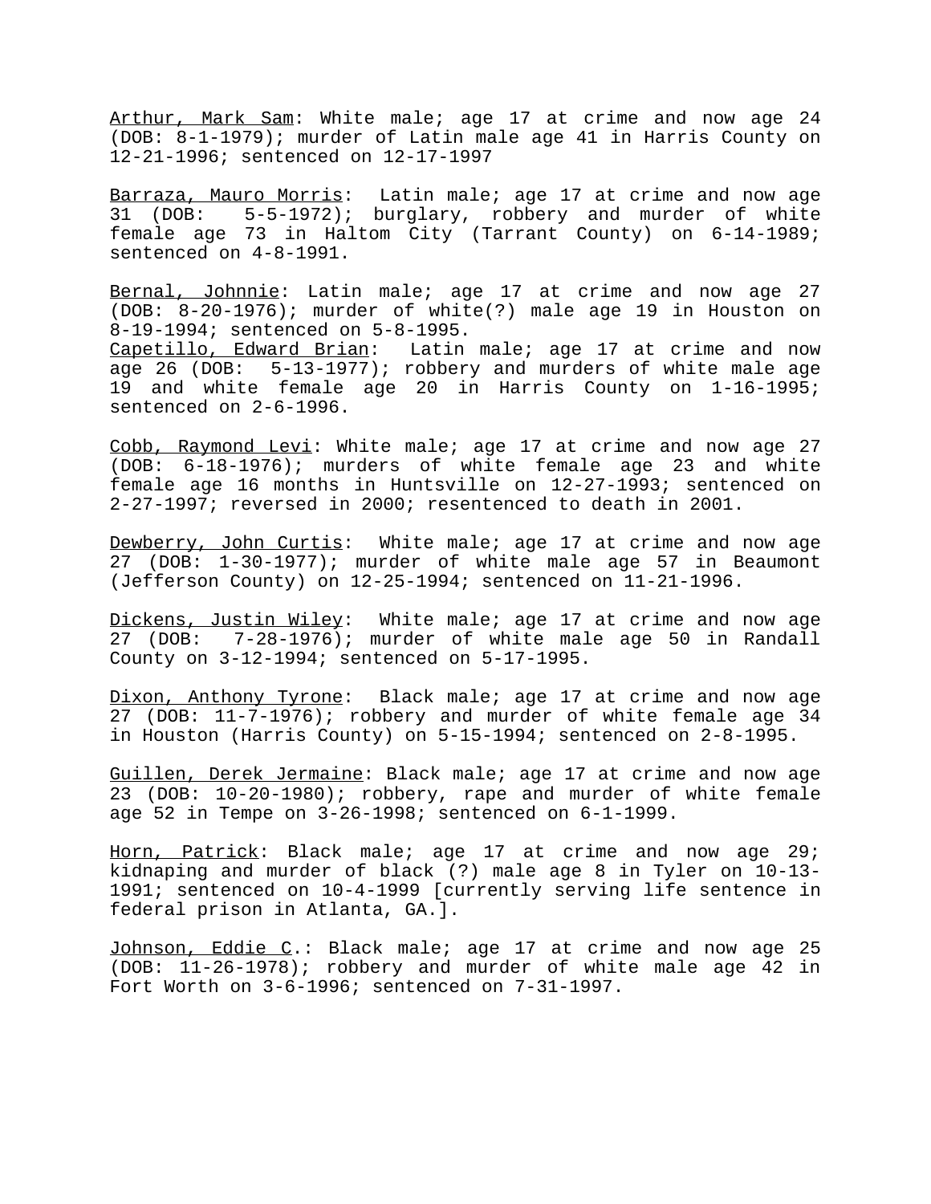Arthur, Mark Sam: White male; age 17 at crime and now age 24 (DOB: 8-1-1979); murder of Latin male age 41 in Harris County on 12-21-1996; sentenced on 12-17-1997

Barraza, Mauro Morris: Latin male; age 17 at crime and now age 31 (DOB: 5-5-1972); burglary, robbery and murder of white female age 73 in Haltom City (Tarrant County) on 6-14-1989; sentenced on 4-8-1991.

Bernal, Johnnie: Latin male; age 17 at crime and now age 27 (DOB: 8-20-1976); murder of white(?) male age 19 in Houston on 8-19-1994; sentenced on 5-8-1995.

Capetillo, Edward Brian: Latin male; age 17 at crime and now age 26 (DOB: 5-13-1977); robbery and murders of white male age 19 and white female age 20 in Harris County on 1-16-1995; sentenced on 2-6-1996.

Cobb, Raymond Levi: White male; age 17 at crime and now age 27 (DOB: 6-18-1976); murders of white female age 23 and white female age 16 months in Huntsville on 12-27-1993; sentenced on 2-27-1997; reversed in 2000; resentenced to death in 2001.

Dewberry, John Curtis: White male; age 17 at crime and now age 27 (DOB: 1-30-1977); murder of white male age 57 in Beaumont (Jefferson County) on 12-25-1994; sentenced on 11-21-1996.

Dickens, Justin Wiley: White male; age 17 at crime and now age 27 (DOB: 7-28-1976); murder of white male age 50 in Randall County on 3-12-1994; sentenced on 5-17-1995.

Dixon, Anthony Tyrone: Black male; age 17 at crime and now age 27 (DOB: 11-7-1976); robbery and murder of white female age 34 in Houston (Harris County) on 5-15-1994; sentenced on 2-8-1995.

Guillen, Derek Jermaine: Black male; age 17 at crime and now age 23 (DOB: 10-20-1980); robbery, rape and murder of white female age 52 in Tempe on 3-26-1998; sentenced on 6-1-1999.

Horn, Patrick: Black male; age 17 at crime and now age 29; kidnaping and murder of black (?) male age 8 in Tyler on 10-13-1991; sentenced on 10-4-1999 [currently serving life sentence in federal prison in Atlanta, GA.].

Johnson, Eddie C.: Black male; age 17 at crime and now age 25 (DOB: 11-26-1978); robbery and murder of white male age 42 in Fort Worth on 3-6-1996; sentenced on 7-31-1997.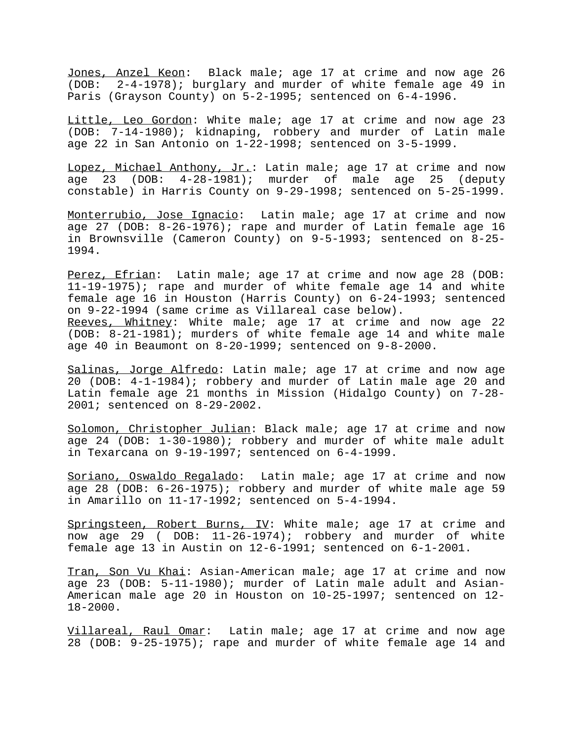Jones, Anzel Keon: Black male; age 17 at crime and now age 26 (DOB: 2-4-1978); burglary and murder of white female age 49 in Paris (Grayson County) on 5-2-1995; sentenced on 6-4-1996.

Little, Leo Gordon: White male; age 17 at crime and now age 23 (DOB: 7-14-1980); kidnaping, robbery and murder of Latin male age 22 in San Antonio on 1-22-1998; sentenced on 3-5-1999.

Lopez, Michael Anthony, Jr.: Latin male; age 17 at crime and now age 23 (DOB: 4-28-1981); murder of male age 25 (deputy constable) in Harris County on 9-29-1998; sentenced on 5-25-1999.

Monterrubio, Jose Ignacio: Latin male; age 17 at crime and now age 27 (DOB: 8-26-1976); rape and murder of Latin female age 16 in Brownsville (Cameron County) on 9-5-1993; sentenced on 8-25-1994.

Perez, Efrian: Latin male; age 17 at crime and now age 28 (DOB: 11-19-1975); rape and murder of white female age 14 and white female age 16 in Houston (Harris County) on 6-24-1993; sentenced on 9-22-1994 (same crime as Villareal case below).

Reeves, Whitney: White male; age 17 at crime and now age 22 (DOB: 8-21-1981); murders of white female age 14 and white male age 40 in Beaumont on 8-20-1999; sentenced on 9-8-2000.

Salinas, Jorge Alfredo: Latin male; age 17 at crime and now age 20 (DOB: 4-1-1984); robbery and murder of Latin male age 20 and Latin female age 21 months in Mission (Hidalgo County) on 7-28-2001; sentenced on 8-29-2002.

Solomon, Christopher Julian: Black male; age 17 at crime and now age 24 (DOB: 1-30-1980); robbery and murder of white male adult in Texarcana on 9-19-1997; sentenced on 6-4-1999.

Soriano, Oswaldo Regalado: Latin male; age 17 at crime and now age 28 (DOB: 6-26-1975); robbery and murder of white male age 59 in Amarillo on 11-17-1992; sentenced on 5-4-1994.

Springsteen, Robert Burns, IV: White male; age 17 at crime and now age 29 ( DOB: 11-26-1974); robbery and murder of white female age 13 in Austin on 12-6-1991; sentenced on 6-1-2001.

Tran, Son Vu Khai: Asian-American male; age 17 at crime and now age 23 (DOB: 5-11-1980); murder of Latin male adult and Asian-American male age 20 in Houston on 10-25-1997; sentenced on 12-18-2000.

Villareal, Raul Omar: Latin male; age 17 at crime and now age 28 (DOB: 9-25-1975); rape and murder of white female age 14 and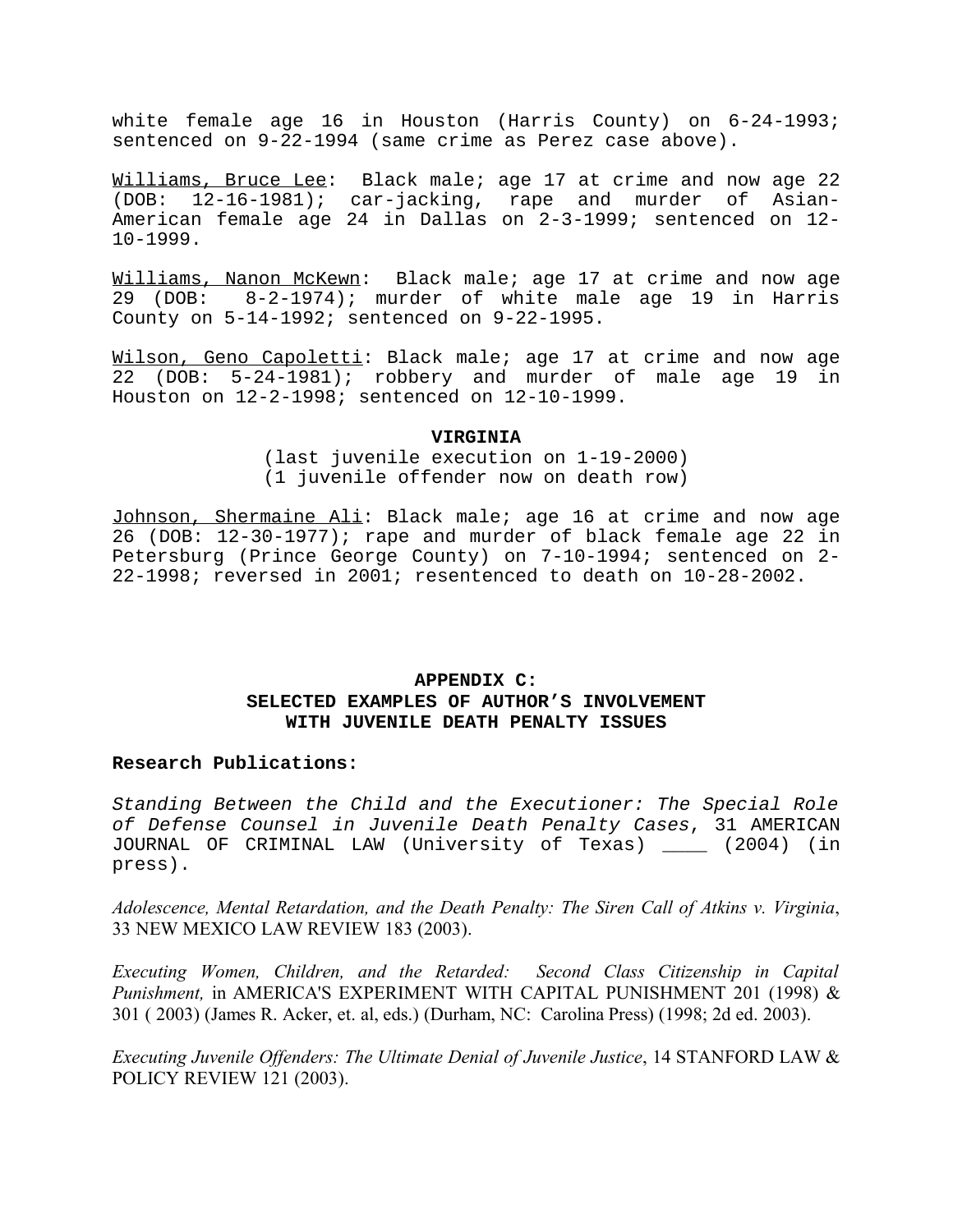white female age 16 in Houston (Harris County) on 6-24-1993; sentenced on 9-22-1994 (same crime as Perez case above).

Williams, Bruce Lee: Black male; age 17 at crime and now age 22 (DOB: 12-16-1981); car-jacking, rape and murder of Asian-American female age 24 in Dallas on 2-3-1999; sentenced on 12-10-1999.

Williams, Nanon McKewn: Black male; age 17 at crime and now age 29 (DOB: 8-2-1974); murder of white male age 19 in Harris County on 5-14-1992; sentenced on 9-22-1995.

Wilson, Geno Capoletti: Black male; age 17 at crime and now age 22 (DOB: 5-24-1981); robbery and murder of male age 19 in Houston on 12-2-1998; sentenced on 12-10-1999.

**VIRGINIA**

(last juvenile execution on 1-19-2000)
(1 juvenile offender now on death row)

Johnson, Shermaine Ali: Black male; age 16 at crime and now age 26 (DOB: 12-30-1977); rape and murder of black female age 22 in Petersburg (Prince George County) on 7-10-1994; sentenced on 2-22-1998; reversed in 2001; resentenced to death on 10-28-2002.

## APPENDIX C: SELECTED EXAMPLES OF AUTHOR'S INVOLVEMENT WITH JUVENILE DEATH PENALTY ISSUES

**Research Publications:**

*Standing Between the Child and the Executioner: The Special Role of Defense Counsel in Juvenile Death Penalty Cases*, 31 AMERICAN JOURNAL OF CRIMINAL LAW (University of Texas) ____ (2004) (in press).

*Adolescence, Mental Retardation, and the Death Penalty: The Siren Call of Atkins v. Virginia*, 33 NEW MEXICO LAW REVIEW 183 (2003).

*Executing Women, Children, and the Retarded: Second Class Citizenship in Capital Punishment,* in AMERICA'S EXPERIMENT WITH CAPITAL PUNISHMENT 201 (1998) & 301 ( 2003) (James R. Acker, et. al, eds.) (Durham, NC: Carolina Press) (1998; 2d ed. 2003).

*Executing Juvenile Offenders: The Ultimate Denial of Juvenile Justice*, 14 STANFORD LAW & POLICY REVIEW 121 (2003).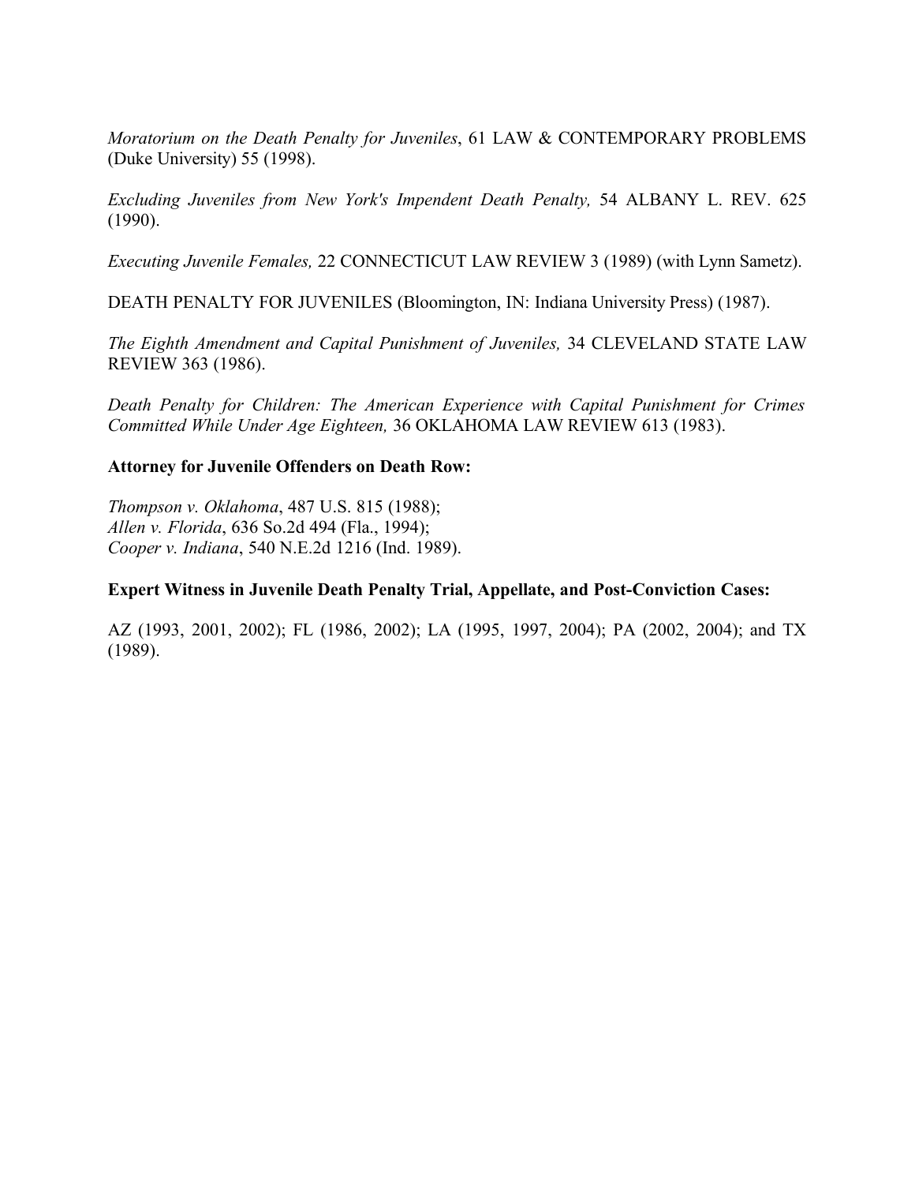*Moratorium on the Death Penalty for Juveniles*, 61 LAW & CONTEMPORARY PROBLEMS (Duke University) 55 (1998).

*Excluding Juveniles from New York's Impendent Death Penalty,* 54 ALBANY L. REV. 625 (1990).

*Executing Juvenile Females,* 22 CONNECTICUT LAW REVIEW 3 (1989) (with Lynn Sametz).

DEATH PENALTY FOR JUVENILES (Bloomington, IN: Indiana University Press) (1987).

*The Eighth Amendment and Capital Punishment of Juveniles,* 34 CLEVELAND STATE LAW REVIEW 363 (1986).

*Death Penalty for Children: The American Experience with Capital Punishment for Crimes Committed While Under Age Eighteen,* 36 OKLAHOMA LAW REVIEW 613 (1983).

**Attorney for Juvenile Offenders on Death Row:**

*Thompson v. Oklahoma*, 487 U.S. 815 (1988);
*Allen v. Florida*, 636 So.2d 494 (Fla., 1994);
*Cooper v. Indiana*, 540 N.E.2d 1216 (Ind. 1989).

**Expert Witness in Juvenile Death Penalty Trial, Appellate, and Post-Conviction Cases:**

AZ (1993, 2001, 2002); FL (1986, 2002); LA (1995, 1997, 2004); PA (2002, 2004); and TX (1989).